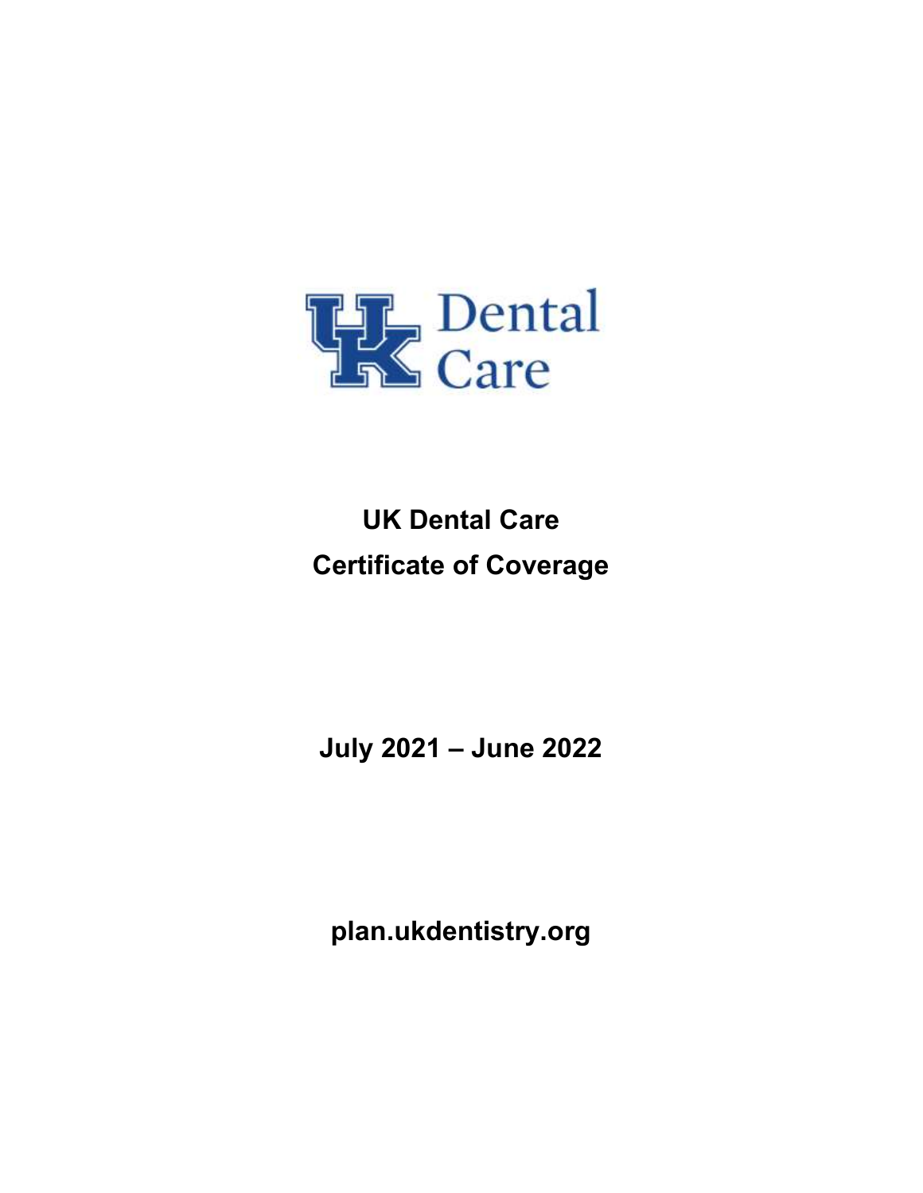UK Dental Care

# UK Dental Care
# Certificate of Coverage

**July 2021 – June 2022**

**plan.ukdentistry.org**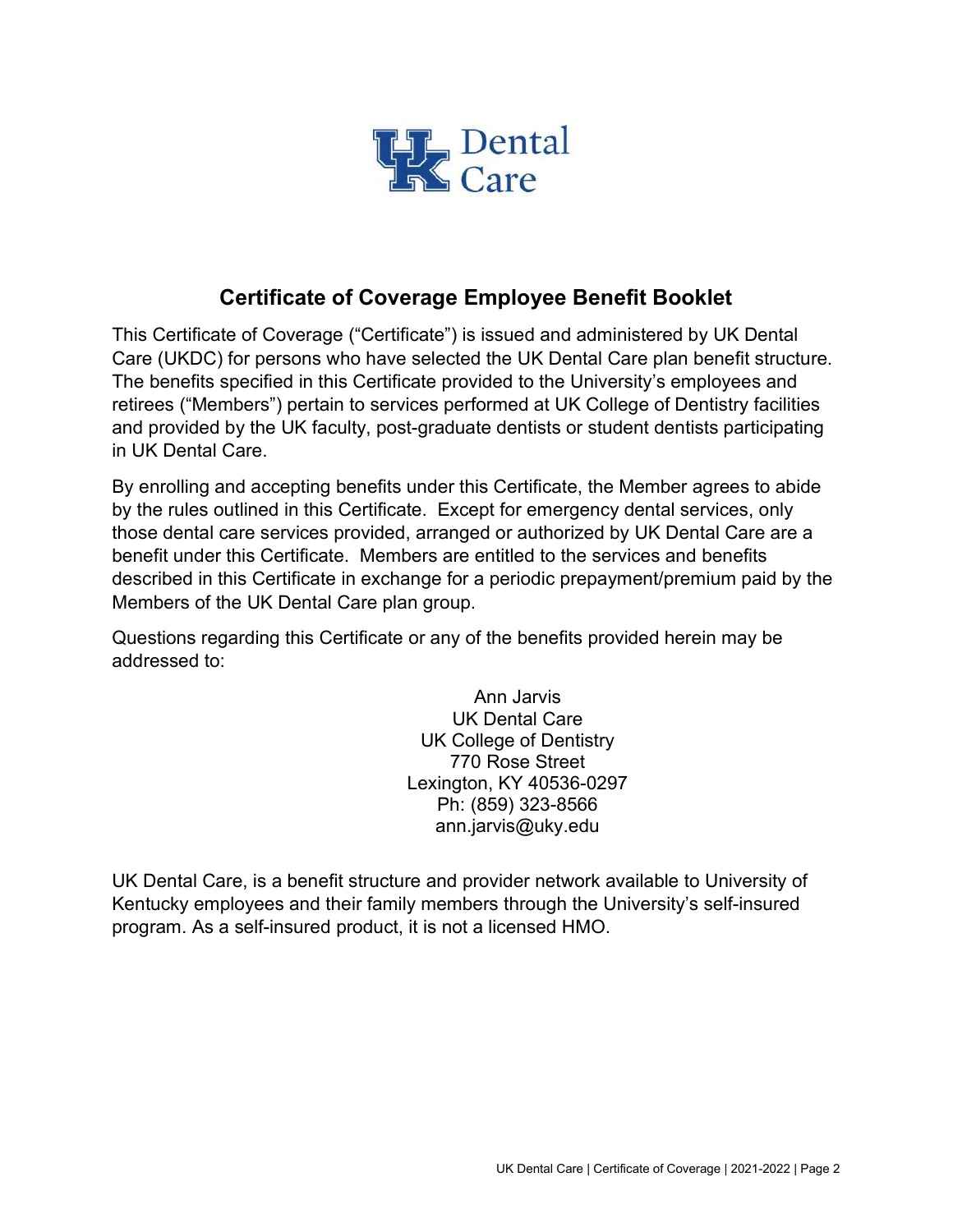# Certificate of Coverage Employee Benefit Booklet

This Certificate of Coverage ("Certificate") is issued and administered by UK Dental Care (UKDC) for persons who have selected the UK Dental Care plan benefit structure. The benefits specified in this Certificate provided to the University's employees and retirees ("Members") pertain to services performed at UK College of Dentistry facilities and provided by the UK faculty, post-graduate dentists or student dentists participating in UK Dental Care.

By enrolling and accepting benefits under this Certificate, the Member agrees to abide by the rules outlined in this Certificate. Except for emergency dental services, only those dental care services provided, arranged or authorized by UK Dental Care are a benefit under this Certificate. Members are entitled to the services and benefits described in this Certificate in exchange for a periodic prepayment/premium paid by the Members of the UK Dental Care plan group.

Questions regarding this Certificate or any of the benefits provided herein may be addressed to:

Ann Jarvis
UK Dental Care
UK College of Dentistry
770 Rose Street
Lexington, KY 40536-0297
Ph: (859) 323-8566
ann.jarvis@uky.edu

UK Dental Care, is a benefit structure and provider network available to University of Kentucky employees and their family members through the University's self-insured program. As a self-insured product, it is not a licensed HMO.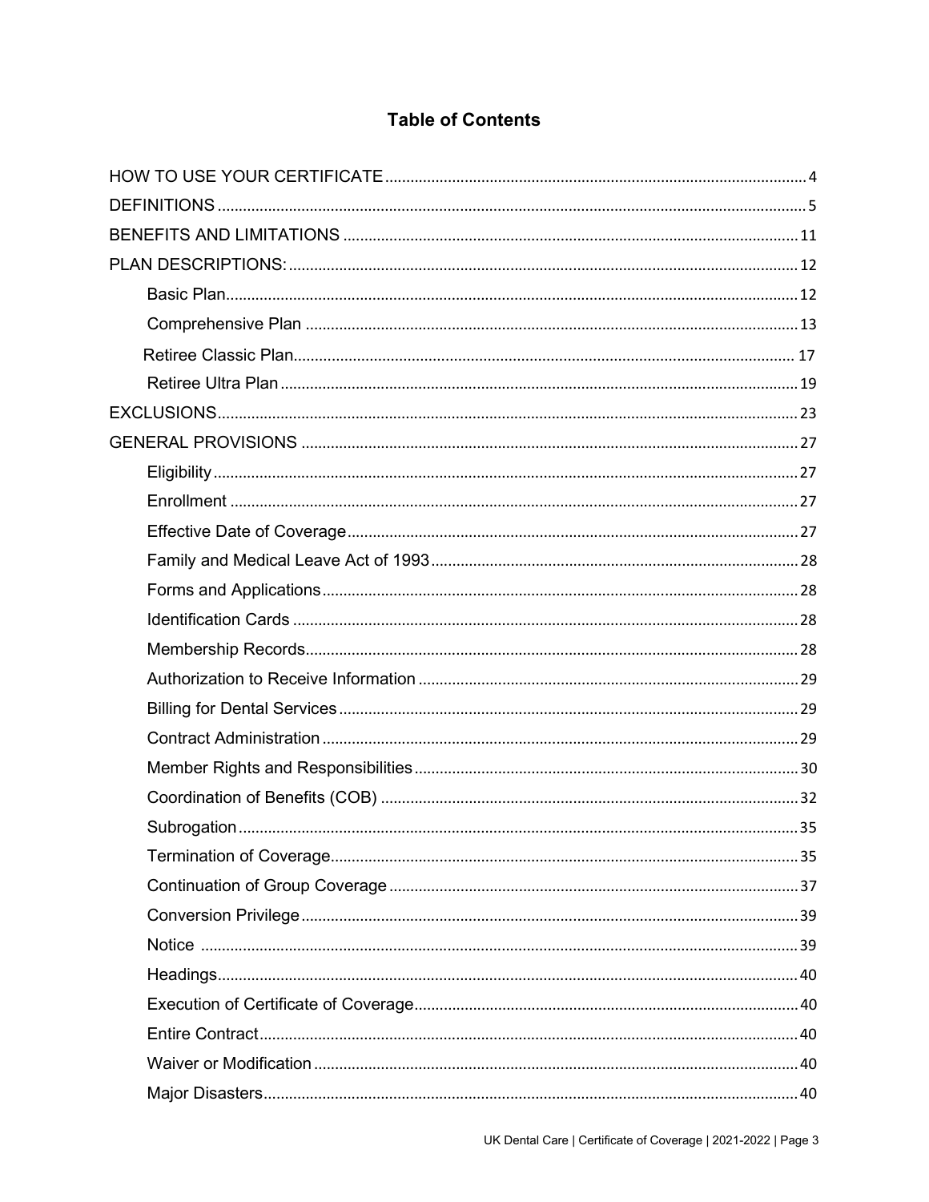# Table of Contents

- HOW TO USE YOUR CERTIFICATE ........ 4
- DEFINITIONS ........ 5
- BENEFITS AND LIMITATIONS ........ 11
- PLAN DESCRIPTIONS: ........ 12
  - Basic Plan ........ 12
  - Comprehensive Plan ........ 13
  - Retiree Classic Plan ........ 17
  - Retiree Ultra Plan ........ 19
- EXCLUSIONS ........ 23
- GENERAL PROVISIONS ........ 27
  - Eligibility ........ 27
  - Enrollment ........ 27
  - Effective Date of Coverage ........ 27
  - Family and Medical Leave Act of 1993 ........ 28
  - Forms and Applications ........ 28
  - Identification Cards ........ 28
  - Membership Records ........ 28
  - Authorization to Receive Information ........ 29
  - Billing for Dental Services ........ 29
  - Contract Administration ........ 29
  - Member Rights and Responsibilities ........ 30
  - Coordination of Benefits (COB) ........ 32
  - Subrogation ........ 35
  - Termination of Coverage ........ 35
  - Continuation of Group Coverage ........ 37
  - Conversion Privilege ........ 39
  - Notice ........ 39
  - Headings ........ 40
  - Execution of Certificate of Coverage ........ 40
  - Entire Contract ........ 40
  - Waiver or Modification ........ 40
  - Major Disasters ........ 40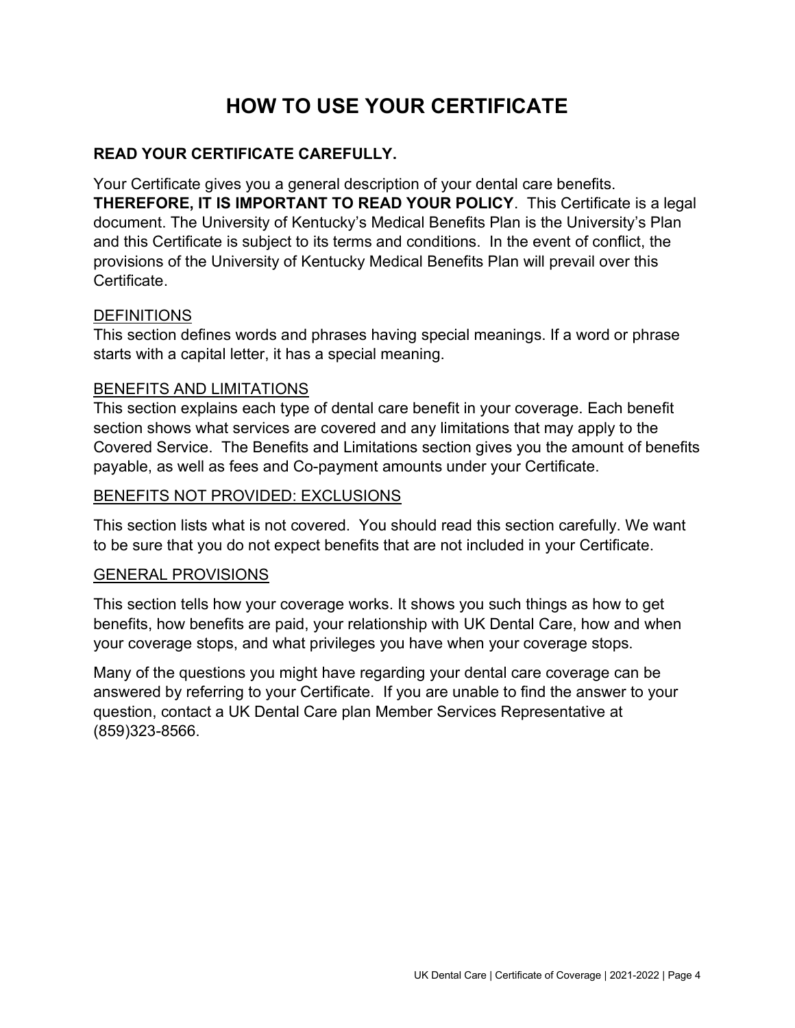# HOW TO USE YOUR CERTIFICATE

**READ YOUR CERTIFICATE CAREFULLY.**

Your Certificate gives you a general description of your dental care benefits. **THEREFORE, IT IS IMPORTANT TO READ YOUR POLICY**. This Certificate is a legal document. The University of Kentucky's Medical Benefits Plan is the University's Plan and this Certificate is subject to its terms and conditions. In the event of conflict, the provisions of the University of Kentucky Medical Benefits Plan will prevail over this Certificate.

<u>DEFINITIONS</u>

This section defines words and phrases having special meanings. If a word or phrase starts with a capital letter, it has a special meaning.

<u>BENEFITS AND LIMITATIONS</u>

This section explains each type of dental care benefit in your coverage. Each benefit section shows what services are covered and any limitations that may apply to the Covered Service. The Benefits and Limitations section gives you the amount of benefits payable, as well as fees and Co-payment amounts under your Certificate.

<u>BENEFITS NOT PROVIDED: EXCLUSIONS</u>

This section lists what is not covered. You should read this section carefully. We want to be sure that you do not expect benefits that are not included in your Certificate.

<u>GENERAL PROVISIONS</u>

This section tells how your coverage works. It shows you such things as how to get benefits, how benefits are paid, your relationship with UK Dental Care, how and when your coverage stops, and what privileges you have when your coverage stops.

Many of the questions you might have regarding your dental care coverage can be answered by referring to your Certificate. If you are unable to find the answer to your question, contact a UK Dental Care plan Member Services Representative at (859)323-8566.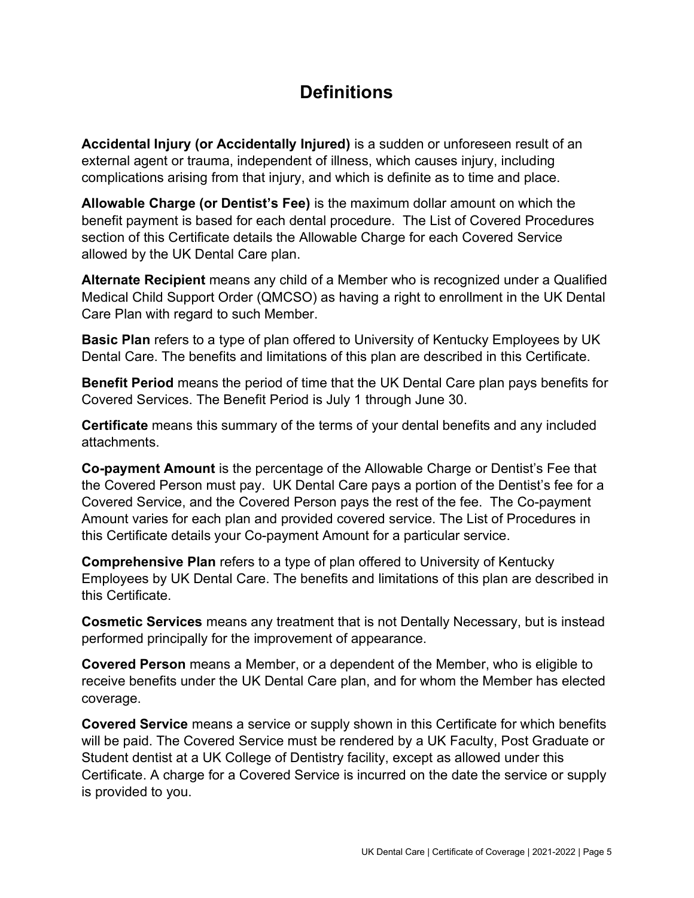# Definitions

**Accidental Injury (or Accidentally Injured)** is a sudden or unforeseen result of an external agent or trauma, independent of illness, which causes injury, including complications arising from that injury, and which is definite as to time and place.

**Allowable Charge (or Dentist's Fee)** is the maximum dollar amount on which the benefit payment is based for each dental procedure. The List of Covered Procedures section of this Certificate details the Allowable Charge for each Covered Service allowed by the UK Dental Care plan.

**Alternate Recipient** means any child of a Member who is recognized under a Qualified Medical Child Support Order (QMCSO) as having a right to enrollment in the UK Dental Care Plan with regard to such Member.

**Basic Plan** refers to a type of plan offered to University of Kentucky Employees by UK Dental Care. The benefits and limitations of this plan are described in this Certificate.

**Benefit Period** means the period of time that the UK Dental Care plan pays benefits for Covered Services. The Benefit Period is July 1 through June 30.

**Certificate** means this summary of the terms of your dental benefits and any included attachments.

**Co-payment Amount** is the percentage of the Allowable Charge or Dentist's Fee that the Covered Person must pay. UK Dental Care pays a portion of the Dentist's fee for a Covered Service, and the Covered Person pays the rest of the fee. The Co-payment Amount varies for each plan and provided covered service. The List of Procedures in this Certificate details your Co-payment Amount for a particular service.

**Comprehensive Plan** refers to a type of plan offered to University of Kentucky Employees by UK Dental Care. The benefits and limitations of this plan are described in this Certificate.

**Cosmetic Services** means any treatment that is not Dentally Necessary, but is instead performed principally for the improvement of appearance.

**Covered Person** means a Member, or a dependent of the Member, who is eligible to receive benefits under the UK Dental Care plan, and for whom the Member has elected coverage.

**Covered Service** means a service or supply shown in this Certificate for which benefits will be paid. The Covered Service must be rendered by a UK Faculty, Post Graduate or Student dentist at a UK College of Dentistry facility, except as allowed under this Certificate. A charge for a Covered Service is incurred on the date the service or supply is provided to you.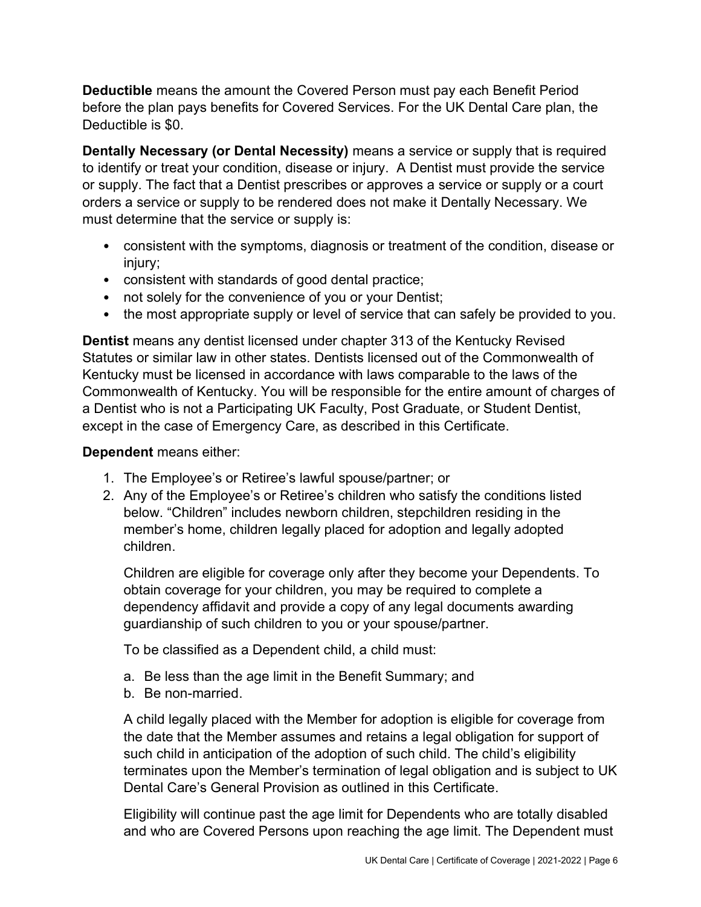**Deductible** means the amount the Covered Person must pay each Benefit Period before the plan pays benefits for Covered Services. For the UK Dental Care plan, the Deductible is $0.

**Dentally Necessary (or Dental Necessity)** means a service or supply that is required to identify or treat your condition, disease or injury. A Dentist must provide the service or supply. The fact that a Dentist prescribes or approves a service or supply or a court orders a service or supply to be rendered does not make it Dentally Necessary. We must determine that the service or supply is:

- consistent with the symptoms, diagnosis or treatment of the condition, disease or injury;
- consistent with standards of good dental practice;
- not solely for the convenience of you or your Dentist;
- the most appropriate supply or level of service that can safely be provided to you.

**Dentist** means any dentist licensed under chapter 313 of the Kentucky Revised Statutes or similar law in other states. Dentists licensed out of the Commonwealth of Kentucky must be licensed in accordance with laws comparable to the laws of the Commonwealth of Kentucky. You will be responsible for the entire amount of charges of a Dentist who is not a Participating UK Faculty, Post Graduate, or Student Dentist, except in the case of Emergency Care, as described in this Certificate.

**Dependent** means either:

1. The Employee's or Retiree's lawful spouse/partner; or
2. Any of the Employee's or Retiree's children who satisfy the conditions listed below. "Children" includes newborn children, stepchildren residing in the member's home, children legally placed for adoption and legally adopted children.

   Children are eligible for coverage only after they become your Dependents. To obtain coverage for your children, you may be required to complete a dependency affidavit and provide a copy of any legal documents awarding guardianship of such children to you or your spouse/partner.

   To be classified as a Dependent child, a child must:

   a. Be less than the age limit in the Benefit Summary; and
   b. Be non-married.

   A child legally placed with the Member for adoption is eligible for coverage from the date that the Member assumes and retains a legal obligation for support of such child in anticipation of the adoption of such child. The child's eligibility terminates upon the Member's termination of legal obligation and is subject to UK Dental Care's General Provision as outlined in this Certificate.

   Eligibility will continue past the age limit for Dependents who are totally disabled and who are Covered Persons upon reaching the age limit. The Dependent must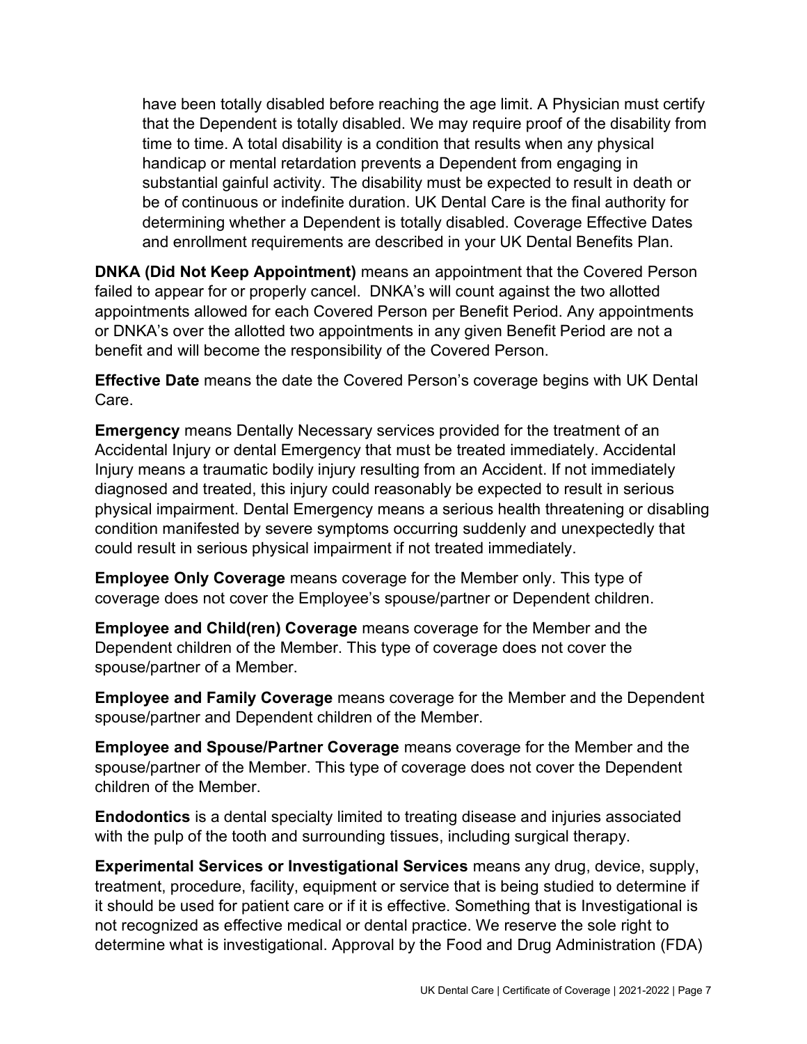have been totally disabled before reaching the age limit. A Physician must certify that the Dependent is totally disabled. We may require proof of the disability from time to time. A total disability is a condition that results when any physical handicap or mental retardation prevents a Dependent from engaging in substantial gainful activity. The disability must be expected to result in death or be of continuous or indefinite duration. UK Dental Care is the final authority for determining whether a Dependent is totally disabled. Coverage Effective Dates and enrollment requirements are described in your UK Dental Benefits Plan.

**DNKA (Did Not Keep Appointment)** means an appointment that the Covered Person failed to appear for or properly cancel. DNKA's will count against the two allotted appointments allowed for each Covered Person per Benefit Period. Any appointments or DNKA's over the allotted two appointments in any given Benefit Period are not a benefit and will become the responsibility of the Covered Person.

**Effective Date** means the date the Covered Person's coverage begins with UK Dental Care.

**Emergency** means Dentally Necessary services provided for the treatment of an Accidental Injury or dental Emergency that must be treated immediately. Accidental Injury means a traumatic bodily injury resulting from an Accident. If not immediately diagnosed and treated, this injury could reasonably be expected to result in serious physical impairment. Dental Emergency means a serious health threatening or disabling condition manifested by severe symptoms occurring suddenly and unexpectedly that could result in serious physical impairment if not treated immediately.

**Employee Only Coverage** means coverage for the Member only. This type of coverage does not cover the Employee's spouse/partner or Dependent children.

**Employee and Child(ren) Coverage** means coverage for the Member and the Dependent children of the Member. This type of coverage does not cover the spouse/partner of a Member.

**Employee and Family Coverage** means coverage for the Member and the Dependent spouse/partner and Dependent children of the Member.

**Employee and Spouse/Partner Coverage** means coverage for the Member and the spouse/partner of the Member. This type of coverage does not cover the Dependent children of the Member.

**Endodontics** is a dental specialty limited to treating disease and injuries associated with the pulp of the tooth and surrounding tissues, including surgical therapy.

**Experimental Services or Investigational Services** means any drug, device, supply, treatment, procedure, facility, equipment or service that is being studied to determine if it should be used for patient care or if it is effective. Something that is Investigational is not recognized as effective medical or dental practice. We reserve the sole right to determine what is investigational. Approval by the Food and Drug Administration (FDA)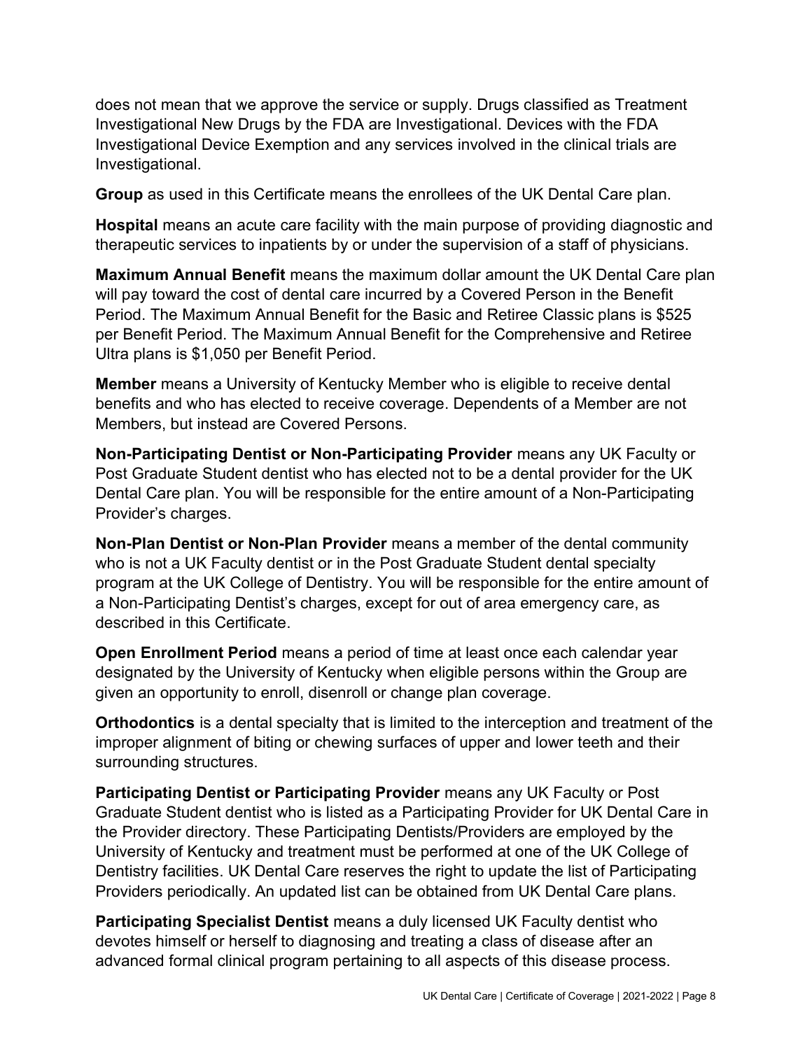does not mean that we approve the service or supply. Drugs classified as Treatment Investigational New Drugs by the FDA are Investigational. Devices with the FDA Investigational Device Exemption and any services involved in the clinical trials are Investigational.

**Group** as used in this Certificate means the enrollees of the UK Dental Care plan.

**Hospital** means an acute care facility with the main purpose of providing diagnostic and therapeutic services to inpatients by or under the supervision of a staff of physicians.

**Maximum Annual Benefit** means the maximum dollar amount the UK Dental Care plan will pay toward the cost of dental care incurred by a Covered Person in the Benefit Period. The Maximum Annual Benefit for the Basic and Retiree Classic plans is $525 per Benefit Period. The Maximum Annual Benefit for the Comprehensive and Retiree Ultra plans is $1,050 per Benefit Period.

**Member** means a University of Kentucky Member who is eligible to receive dental benefits and who has elected to receive coverage. Dependents of a Member are not Members, but instead are Covered Persons.

**Non-Participating Dentist or Non-Participating Provider** means any UK Faculty or Post Graduate Student dentist who has elected not to be a dental provider for the UK Dental Care plan. You will be responsible for the entire amount of a Non-Participating Provider's charges.

**Non-Plan Dentist or Non-Plan Provider** means a member of the dental community who is not a UK Faculty dentist or in the Post Graduate Student dental specialty program at the UK College of Dentistry. You will be responsible for the entire amount of a Non-Participating Dentist's charges, except for out of area emergency care, as described in this Certificate.

**Open Enrollment Period** means a period of time at least once each calendar year designated by the University of Kentucky when eligible persons within the Group are given an opportunity to enroll, disenroll or change plan coverage.

**Orthodontics** is a dental specialty that is limited to the interception and treatment of the improper alignment of biting or chewing surfaces of upper and lower teeth and their surrounding structures.

**Participating Dentist or Participating Provider** means any UK Faculty or Post Graduate Student dentist who is listed as a Participating Provider for UK Dental Care in the Provider directory. These Participating Dentists/Providers are employed by the University of Kentucky and treatment must be performed at one of the UK College of Dentistry facilities. UK Dental Care reserves the right to update the list of Participating Providers periodically. An updated list can be obtained from UK Dental Care plans.

**Participating Specialist Dentist** means a duly licensed UK Faculty dentist who devotes himself or herself to diagnosing and treating a class of disease after an advanced formal clinical program pertaining to all aspects of this disease process.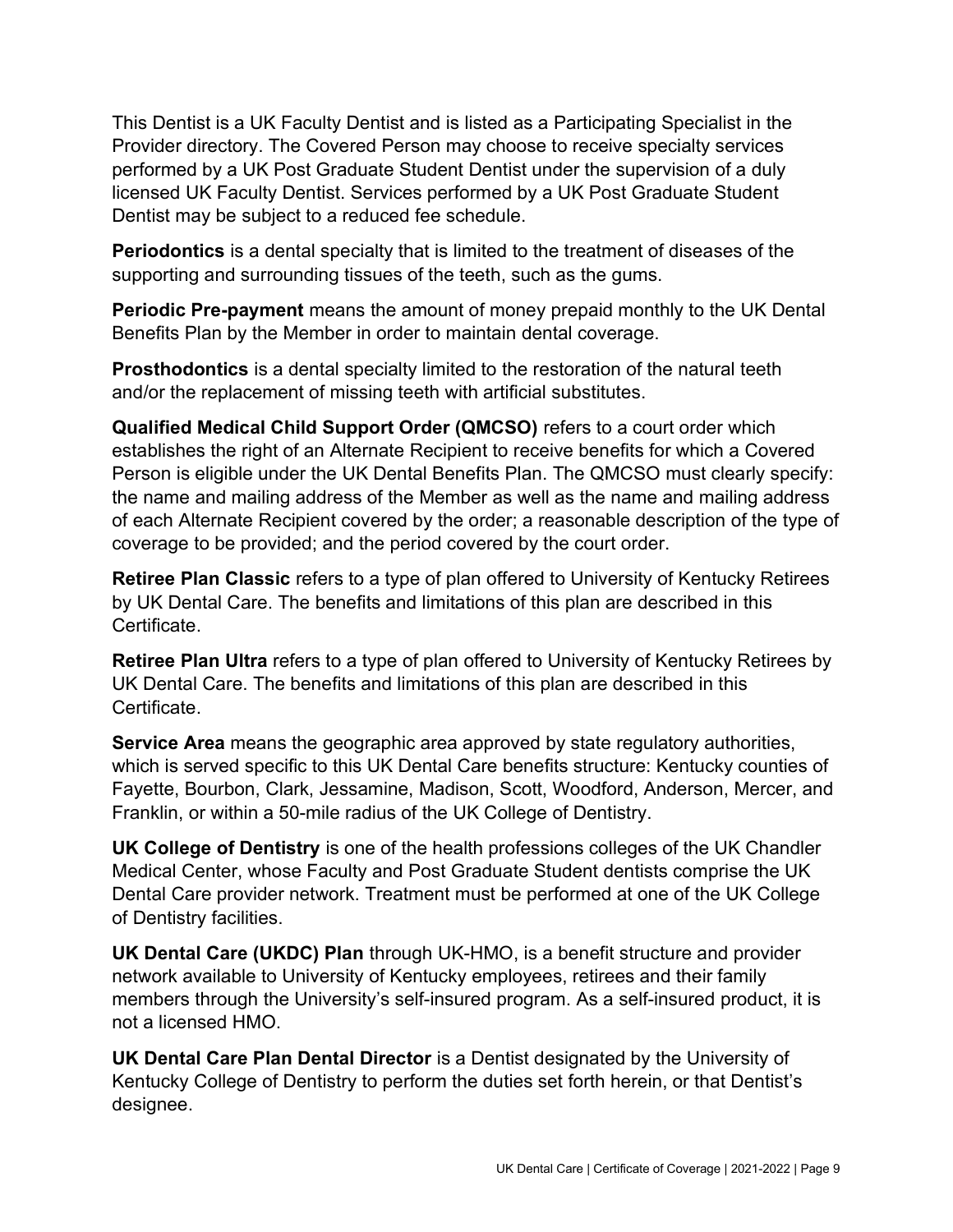This Dentist is a UK Faculty Dentist and is listed as a Participating Specialist in the Provider directory. The Covered Person may choose to receive specialty services performed by a UK Post Graduate Student Dentist under the supervision of a duly licensed UK Faculty Dentist. Services performed by a UK Post Graduate Student Dentist may be subject to a reduced fee schedule.

**Periodontics** is a dental specialty that is limited to the treatment of diseases of the supporting and surrounding tissues of the teeth, such as the gums.

**Periodic Pre-payment** means the amount of money prepaid monthly to the UK Dental Benefits Plan by the Member in order to maintain dental coverage.

**Prosthodontics** is a dental specialty limited to the restoration of the natural teeth and/or the replacement of missing teeth with artificial substitutes.

**Qualified Medical Child Support Order (QMCSO)** refers to a court order which establishes the right of an Alternate Recipient to receive benefits for which a Covered Person is eligible under the UK Dental Benefits Plan. The QMCSO must clearly specify: the name and mailing address of the Member as well as the name and mailing address of each Alternate Recipient covered by the order; a reasonable description of the type of coverage to be provided; and the period covered by the court order.

**Retiree Plan Classic** refers to a type of plan offered to University of Kentucky Retirees by UK Dental Care. The benefits and limitations of this plan are described in this Certificate.

**Retiree Plan Ultra** refers to a type of plan offered to University of Kentucky Retirees by UK Dental Care. The benefits and limitations of this plan are described in this Certificate.

**Service Area** means the geographic area approved by state regulatory authorities, which is served specific to this UK Dental Care benefits structure: Kentucky counties of Fayette, Bourbon, Clark, Jessamine, Madison, Scott, Woodford, Anderson, Mercer, and Franklin, or within a 50-mile radius of the UK College of Dentistry.

**UK College of Dentistry** is one of the health professions colleges of the UK Chandler Medical Center, whose Faculty and Post Graduate Student dentists comprise the UK Dental Care provider network. Treatment must be performed at one of the UK College of Dentistry facilities.

**UK Dental Care (UKDC) Plan** through UK-HMO, is a benefit structure and provider network available to University of Kentucky employees, retirees and their family members through the University's self-insured program. As a self-insured product, it is not a licensed HMO.

**UK Dental Care Plan Dental Director** is a Dentist designated by the University of Kentucky College of Dentistry to perform the duties set forth herein, or that Dentist's designee.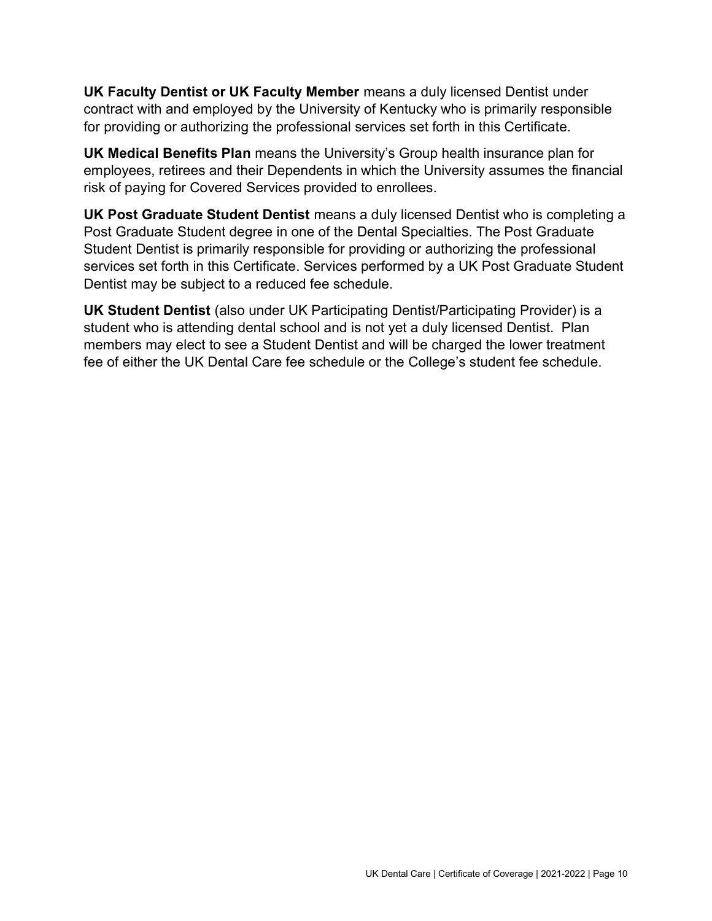**UK Faculty Dentist or UK Faculty Member** means a duly licensed Dentist under contract with and employed by the University of Kentucky who is primarily responsible for providing or authorizing the professional services set forth in this Certificate.

**UK Medical Benefits Plan** means the University's Group health insurance plan for employees, retirees and their Dependents in which the University assumes the financial risk of paying for Covered Services provided to enrollees.

**UK Post Graduate Student Dentist** means a duly licensed Dentist who is completing a Post Graduate Student degree in one of the Dental Specialties. The Post Graduate Student Dentist is primarily responsible for providing or authorizing the professional services set forth in this Certificate. Services performed by a UK Post Graduate Student Dentist may be subject to a reduced fee schedule.

**UK Student Dentist** (also under UK Participating Dentist/Participating Provider) is a student who is attending dental school and is not yet a duly licensed Dentist. Plan members may elect to see a Student Dentist and will be charged the lower treatment fee of either the UK Dental Care fee schedule or the College's student fee schedule.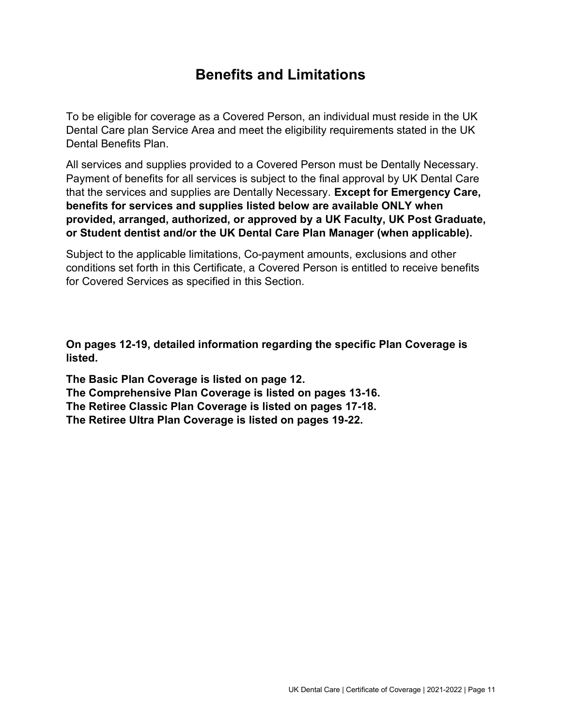# Benefits and Limitations

To be eligible for coverage as a Covered Person, an individual must reside in the UK Dental Care plan Service Area and meet the eligibility requirements stated in the UK Dental Benefits Plan.

All services and supplies provided to a Covered Person must be Dentally Necessary. Payment of benefits for all services is subject to the final approval by UK Dental Care that the services and supplies are Dentally Necessary. **Except for Emergency Care, benefits for services and supplies listed below are available ONLY when provided, arranged, authorized, or approved by a UK Faculty, UK Post Graduate, or Student dentist and/or the UK Dental Care Plan Manager (when applicable).**

Subject to the applicable limitations, Co-payment amounts, exclusions and other conditions set forth in this Certificate, a Covered Person is entitled to receive benefits for Covered Services as specified in this Section.

**On pages 12-19, detailed information regarding the specific Plan Coverage is listed.**

**The Basic Plan Coverage is listed on page 12.**
**The Comprehensive Plan Coverage is listed on pages 13-16.**
**The Retiree Classic Plan Coverage is listed on pages 17-18.**
**The Retiree Ultra Plan Coverage is listed on pages 19-22.**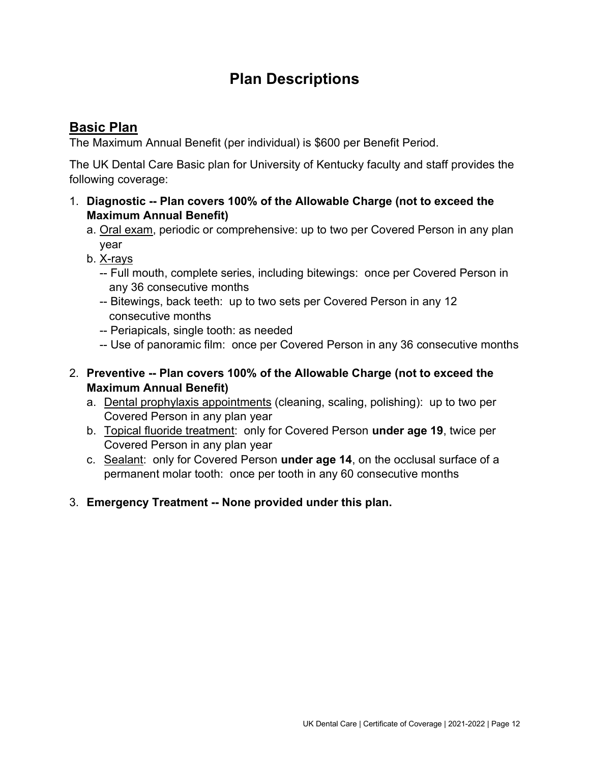# Plan Descriptions

## Basic Plan

The Maximum Annual Benefit (per individual) is $600 per Benefit Period.

The UK Dental Care Basic plan for University of Kentucky faculty and staff provides the following coverage:

1. **Diagnostic -- Plan covers 100% of the Allowable Charge (not to exceed the Maximum Annual Benefit)**
   a. Oral exam, periodic or comprehensive: up to two per Covered Person in any plan year
   b. X-rays
      -- Full mouth, complete series, including bitewings: once per Covered Person in any 36 consecutive months
      -- Bitewings, back teeth: up to two sets per Covered Person in any 12 consecutive months
      -- Periapicals, single tooth: as needed
      -- Use of panoramic film: once per Covered Person in any 36 consecutive months

2. **Preventive -- Plan covers 100% of the Allowable Charge (not to exceed the Maximum Annual Benefit)**
   a. Dental prophylaxis appointments (cleaning, scaling, polishing): up to two per Covered Person in any plan year
   b. Topical fluoride treatment: only for Covered Person **under age 19**, twice per Covered Person in any plan year
   c. Sealant: only for Covered Person **under age 14**, on the occlusal surface of a permanent molar tooth: once per tooth in any 60 consecutive months

3. **Emergency Treatment -- None provided under this plan.**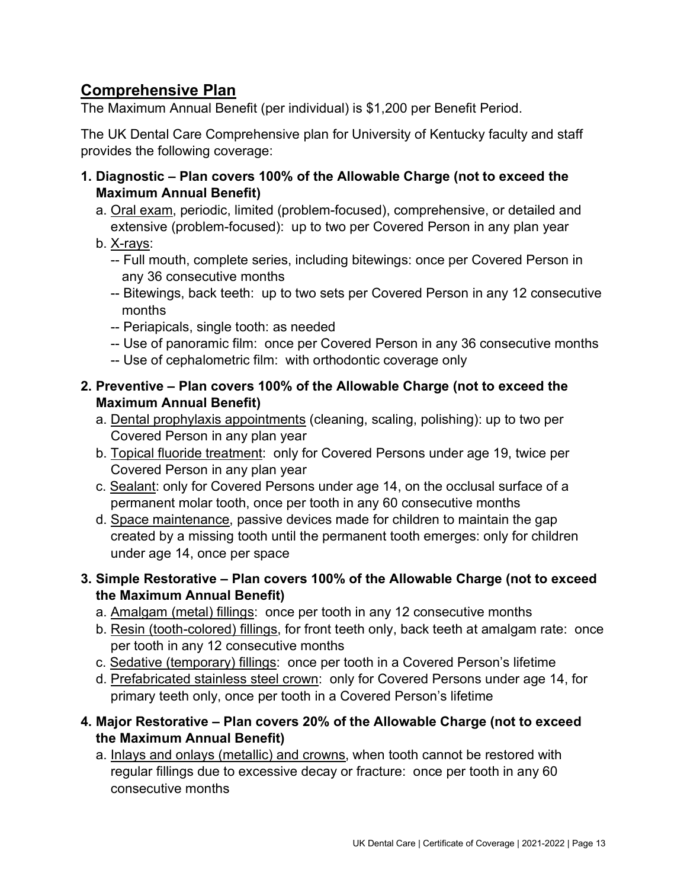## Comprehensive Plan

The Maximum Annual Benefit (per individual) is $1,200 per Benefit Period.

The UK Dental Care Comprehensive plan for University of Kentucky faculty and staff provides the following coverage:

1. **Diagnostic – Plan covers 100% of the Allowable Charge (not to exceed the Maximum Annual Benefit)**
   a. <u>Oral exam</u>, periodic, limited (problem-focused), comprehensive, or detailed and extensive (problem-focused): up to two per Covered Person in any plan year
   b. <u>X-rays</u>:
      -- Full mouth, complete series, including bitewings: once per Covered Person in any 36 consecutive months
      -- Bitewings, back teeth: up to two sets per Covered Person in any 12 consecutive months
      -- Periapicals, single tooth: as needed
      -- Use of panoramic film: once per Covered Person in any 36 consecutive months
      -- Use of cephalometric film: with orthodontic coverage only

2. **Preventive – Plan covers 100% of the Allowable Charge (not to exceed the Maximum Annual Benefit)**
   a. <u>Dental prophylaxis appointments</u> (cleaning, scaling, polishing): up to two per Covered Person in any plan year
   b. <u>Topical fluoride treatment</u>: only for Covered Persons under age 19, twice per Covered Person in any plan year
   c. <u>Sealant</u>: only for Covered Persons under age 14, on the occlusal surface of a permanent molar tooth, once per tooth in any 60 consecutive months
   d. <u>Space maintenance</u>, passive devices made for children to maintain the gap created by a missing tooth until the permanent tooth emerges: only for children under age 14, once per space

3. **Simple Restorative – Plan covers 100% of the Allowable Charge (not to exceed the Maximum Annual Benefit)**
   a. <u>Amalgam (metal) fillings</u>: once per tooth in any 12 consecutive months
   b. <u>Resin (tooth-colored) fillings</u>, for front teeth only, back teeth at amalgam rate: once per tooth in any 12 consecutive months
   c. <u>Sedative (temporary) fillings</u>: once per tooth in a Covered Person's lifetime
   d. <u>Prefabricated stainless steel crown</u>: only for Covered Persons under age 14, for primary teeth only, once per tooth in a Covered Person's lifetime

4. **Major Restorative – Plan covers 20% of the Allowable Charge (not to exceed the Maximum Annual Benefit)**
   a. <u>Inlays and onlays (metallic) and crowns</u>, when tooth cannot be restored with regular fillings due to excessive decay or fracture: once per tooth in any 60 consecutive months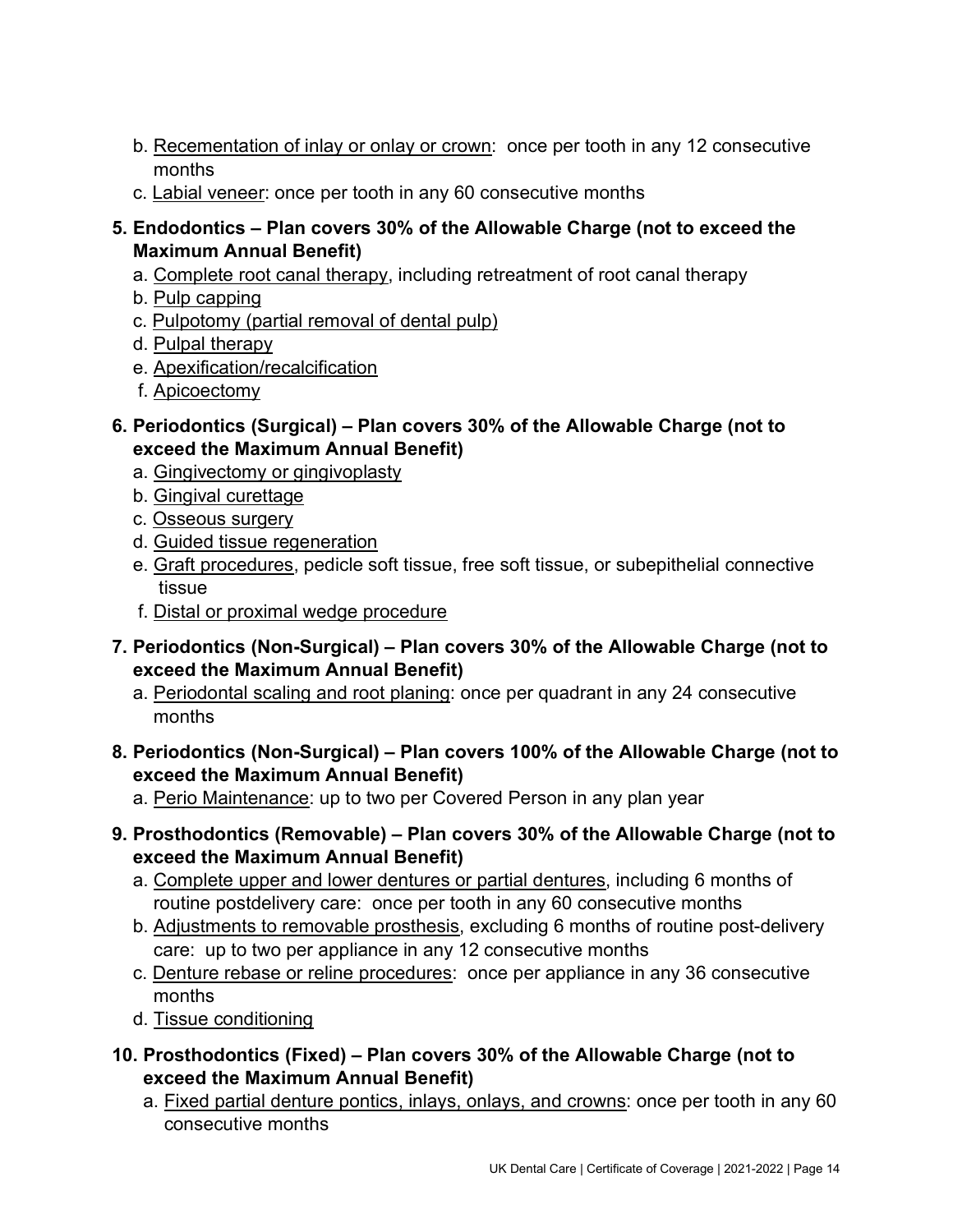b. Recementation of inlay or onlay or crown: once per tooth in any 12 consecutive months
c. Labial veneer: once per tooth in any 60 consecutive months

**5. Endodontics – Plan covers 30% of the Allowable Charge (not to exceed the Maximum Annual Benefit)**

a. Complete root canal therapy, including retreatment of root canal therapy
b. Pulp capping
c. Pulpotomy (partial removal of dental pulp)
d. Pulpal therapy
e. Apexification/recalcification
f. Apicoectomy

**6. Periodontics (Surgical) – Plan covers 30% of the Allowable Charge (not to exceed the Maximum Annual Benefit)**

a. Gingivectomy or gingivoplasty
b. Gingival curettage
c. Osseous surgery
d. Guided tissue regeneration
e. Graft procedures, pedicle soft tissue, free soft tissue, or subepithelial connective tissue
f. Distal or proximal wedge procedure

**7. Periodontics (Non-Surgical) – Plan covers 30% of the Allowable Charge (not to exceed the Maximum Annual Benefit)**

a. Periodontal scaling and root planing: once per quadrant in any 24 consecutive months

**8. Periodontics (Non-Surgical) – Plan covers 100% of the Allowable Charge (not to exceed the Maximum Annual Benefit)**

a. Perio Maintenance: up to two per Covered Person in any plan year

**9. Prosthodontics (Removable) – Plan covers 30% of the Allowable Charge (not to exceed the Maximum Annual Benefit)**

a. Complete upper and lower dentures or partial dentures, including 6 months of routine postdelivery care: once per tooth in any 60 consecutive months
b. Adjustments to removable prosthesis, excluding 6 months of routine post-delivery care: up to two per appliance in any 12 consecutive months
c. Denture rebase or reline procedures: once per appliance in any 36 consecutive months
d. Tissue conditioning

**10. Prosthodontics (Fixed) – Plan covers 30% of the Allowable Charge (not to exceed the Maximum Annual Benefit)**

a. Fixed partial denture pontics, inlays, onlays, and crowns: once per tooth in any 60 consecutive months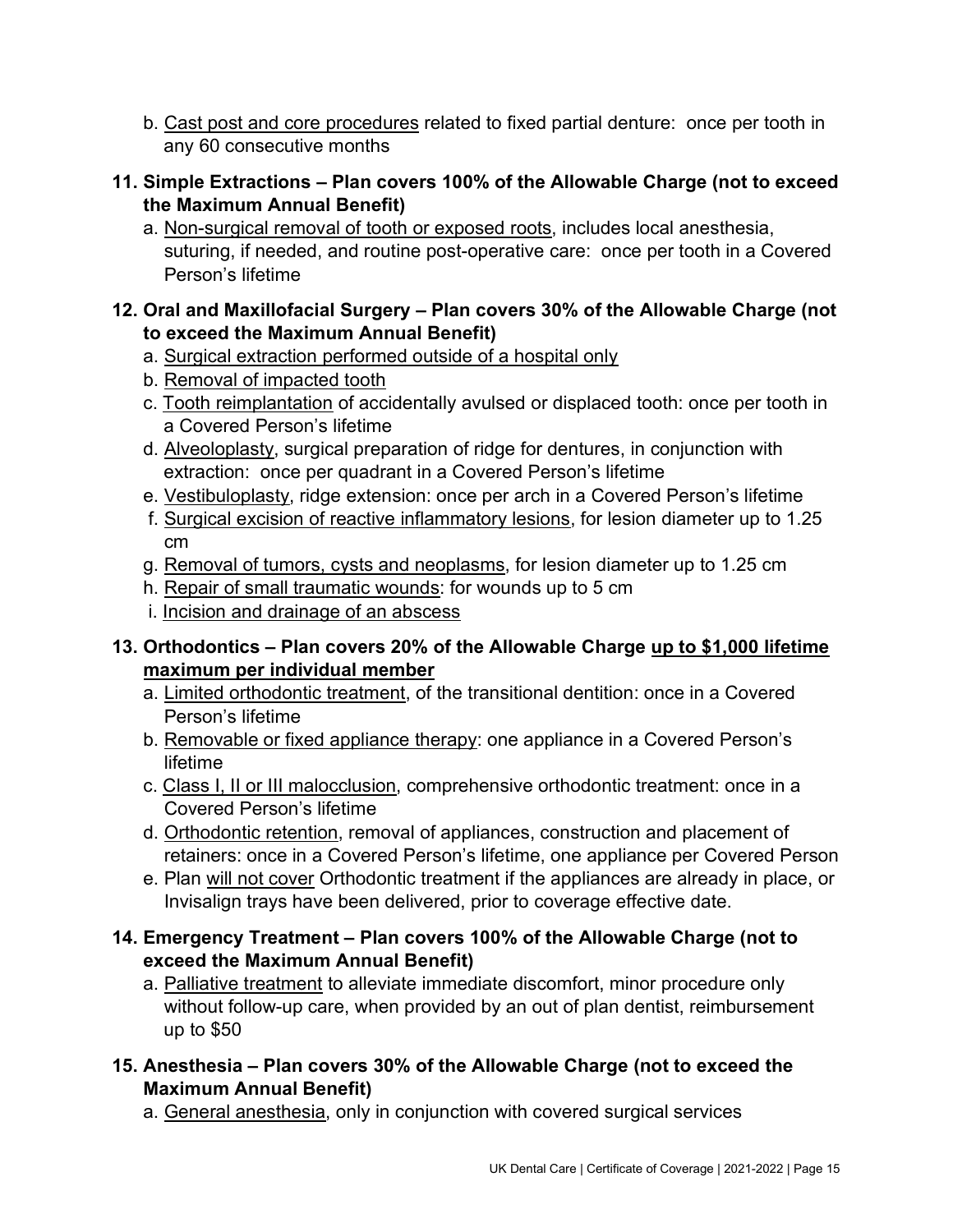b. Cast post and core procedures related to fixed partial denture: once per tooth in any 60 consecutive months

**11. Simple Extractions – Plan covers 100% of the Allowable Charge (not to exceed the Maximum Annual Benefit)**

a. Non-surgical removal of tooth or exposed roots, includes local anesthesia, suturing, if needed, and routine post-operative care: once per tooth in a Covered Person's lifetime

**12. Oral and Maxillofacial Surgery – Plan covers 30% of the Allowable Charge (not to exceed the Maximum Annual Benefit)**

a. Surgical extraction performed outside of a hospital only
b. Removal of impacted tooth
c. Tooth reimplantation of accidentally avulsed or displaced tooth: once per tooth in a Covered Person's lifetime
d. Alveoloplasty, surgical preparation of ridge for dentures, in conjunction with extraction: once per quadrant in a Covered Person's lifetime
e. Vestibuloplasty, ridge extension: once per arch in a Covered Person's lifetime
f. Surgical excision of reactive inflammatory lesions, for lesion diameter up to 1.25 cm
g. Removal of tumors, cysts and neoplasms, for lesion diameter up to 1.25 cm
h. Repair of small traumatic wounds: for wounds up to 5 cm
i. Incision and drainage of an abscess

**13. Orthodontics – Plan covers 20% of the Allowable Charge up to $1,000 lifetime maximum per individual member**

a. Limited orthodontic treatment, of the transitional dentition: once in a Covered Person's lifetime
b. Removable or fixed appliance therapy: one appliance in a Covered Person's lifetime
c. Class I, II or III malocclusion, comprehensive orthodontic treatment: once in a Covered Person's lifetime
d. Orthodontic retention, removal of appliances, construction and placement of retainers: once in a Covered Person's lifetime, one appliance per Covered Person
e. Plan will not cover Orthodontic treatment if the appliances are already in place, or Invisalign trays have been delivered, prior to coverage effective date.

**14. Emergency Treatment – Plan covers 100% of the Allowable Charge (not to exceed the Maximum Annual Benefit)**

a. Palliative treatment to alleviate immediate discomfort, minor procedure only without follow-up care, when provided by an out of plan dentist, reimbursement up to $50

**15. Anesthesia – Plan covers 30% of the Allowable Charge (not to exceed the Maximum Annual Benefit)**

a. General anesthesia, only in conjunction with covered surgical services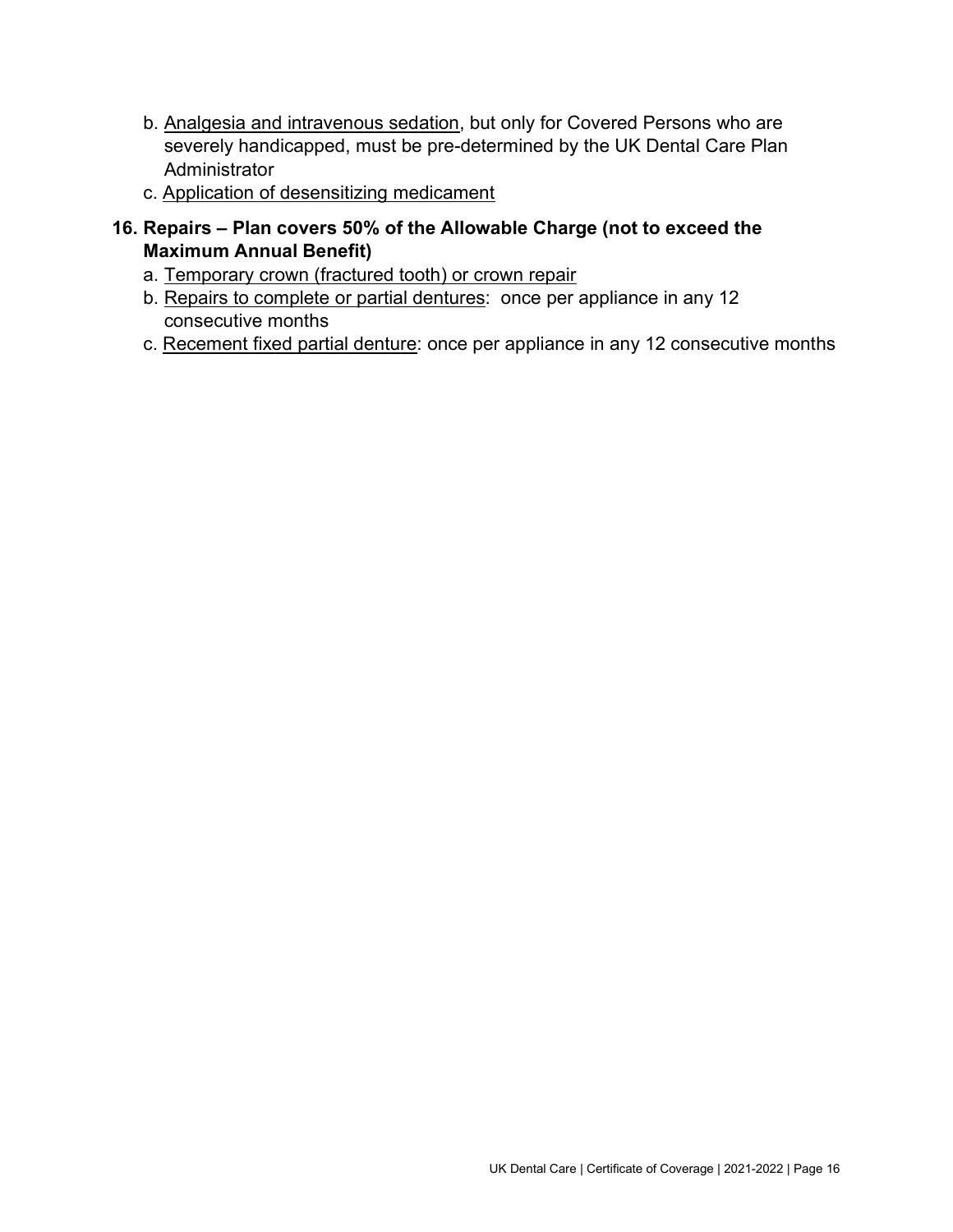b. Analgesia and intravenous sedation, but only for Covered Persons who are severely handicapped, must be pre-determined by the UK Dental Care Plan Administrator

c. Application of desensitizing medicament

**16. Repairs – Plan covers 50% of the Allowable Charge (not to exceed the Maximum Annual Benefit)**

a. Temporary crown (fractured tooth) or crown repair

b. Repairs to complete or partial dentures: once per appliance in any 12 consecutive months

c. Recement fixed partial denture: once per appliance in any 12 consecutive months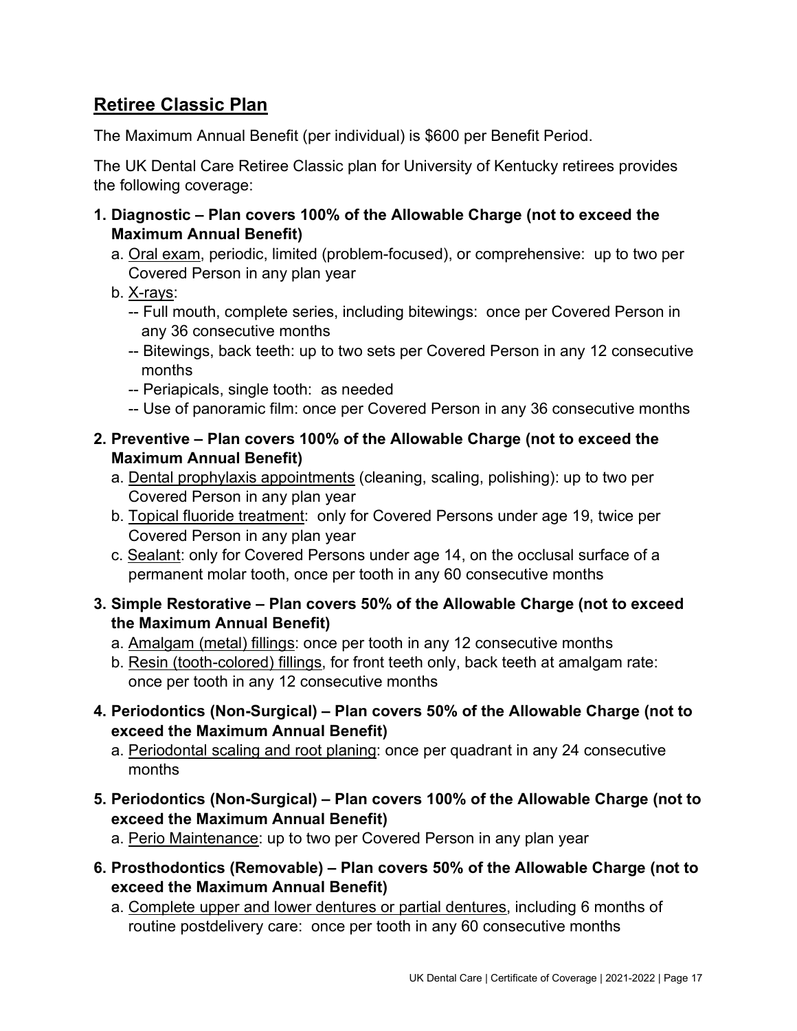## Retiree Classic Plan

The Maximum Annual Benefit (per individual) is $600 per Benefit Period.

The UK Dental Care Retiree Classic plan for University of Kentucky retirees provides the following coverage:

1. **Diagnostic – Plan covers 100% of the Allowable Charge (not to exceed the Maximum Annual Benefit)**
   a. Oral exam, periodic, limited (problem-focused), or comprehensive: up to two per Covered Person in any plan year
   b. X-rays:
      -- Full mouth, complete series, including bitewings: once per Covered Person in any 36 consecutive months
      -- Bitewings, back teeth: up to two sets per Covered Person in any 12 consecutive months
      -- Periapicals, single tooth: as needed
      -- Use of panoramic film: once per Covered Person in any 36 consecutive months

2. **Preventive – Plan covers 100% of the Allowable Charge (not to exceed the Maximum Annual Benefit)**
   a. Dental prophylaxis appointments (cleaning, scaling, polishing): up to two per Covered Person in any plan year
   b. Topical fluoride treatment: only for Covered Persons under age 19, twice per Covered Person in any plan year
   c. Sealant: only for Covered Persons under age 14, on the occlusal surface of a permanent molar tooth, once per tooth in any 60 consecutive months

3. **Simple Restorative – Plan covers 50% of the Allowable Charge (not to exceed the Maximum Annual Benefit)**
   a. Amalgam (metal) fillings: once per tooth in any 12 consecutive months
   b. Resin (tooth-colored) fillings, for front teeth only, back teeth at amalgam rate: once per tooth in any 12 consecutive months

4. **Periodontics (Non-Surgical) – Plan covers 50% of the Allowable Charge (not to exceed the Maximum Annual Benefit)**
   a. Periodontal scaling and root planing: once per quadrant in any 24 consecutive months

5. **Periodontics (Non-Surgical) – Plan covers 100% of the Allowable Charge (not to exceed the Maximum Annual Benefit)**
   a. Perio Maintenance: up to two per Covered Person in any plan year

6. **Prosthodontics (Removable) – Plan covers 50% of the Allowable Charge (not to exceed the Maximum Annual Benefit)**
   a. Complete upper and lower dentures or partial dentures, including 6 months of routine postdelivery care: once per tooth in any 60 consecutive months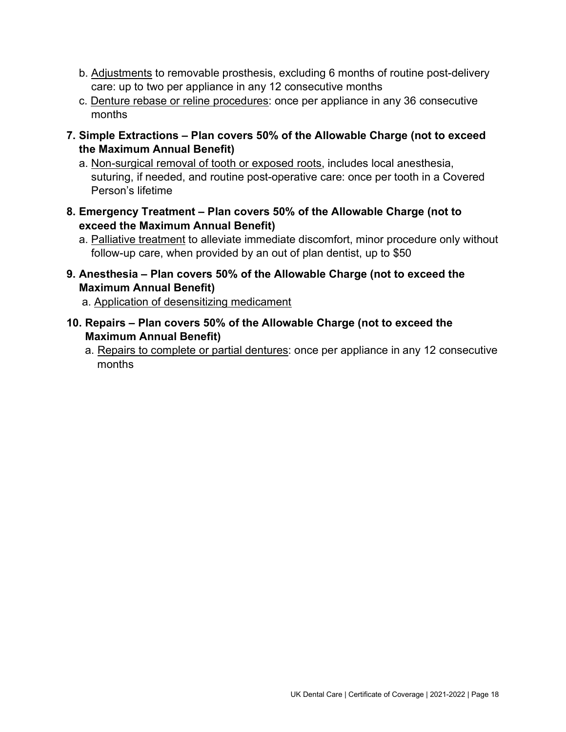b. <u>Adjustments</u> to removable prosthesis, excluding 6 months of routine post-delivery care: up to two per appliance in any 12 consecutive months

c. <u>Denture rebase or reline procedures</u>: once per appliance in any 36 consecutive months

**7. Simple Extractions – Plan covers 50% of the Allowable Charge (not to exceed the Maximum Annual Benefit)**

a. <u>Non-surgical removal of tooth or exposed roots</u>, includes local anesthesia, suturing, if needed, and routine post-operative care: once per tooth in a Covered Person's lifetime

**8. Emergency Treatment – Plan covers 50% of the Allowable Charge (not to exceed the Maximum Annual Benefit)**

a. <u>Palliative treatment</u> to alleviate immediate discomfort, minor procedure only without follow-up care, when provided by an out of plan dentist, up to $50

**9. Anesthesia – Plan covers 50% of the Allowable Charge (not to exceed the Maximum Annual Benefit)**

a. <u>Application of desensitizing medicament</u>

**10. Repairs – Plan covers 50% of the Allowable Charge (not to exceed the Maximum Annual Benefit)**

a. <u>Repairs to complete or partial dentures</u>: once per appliance in any 12 consecutive months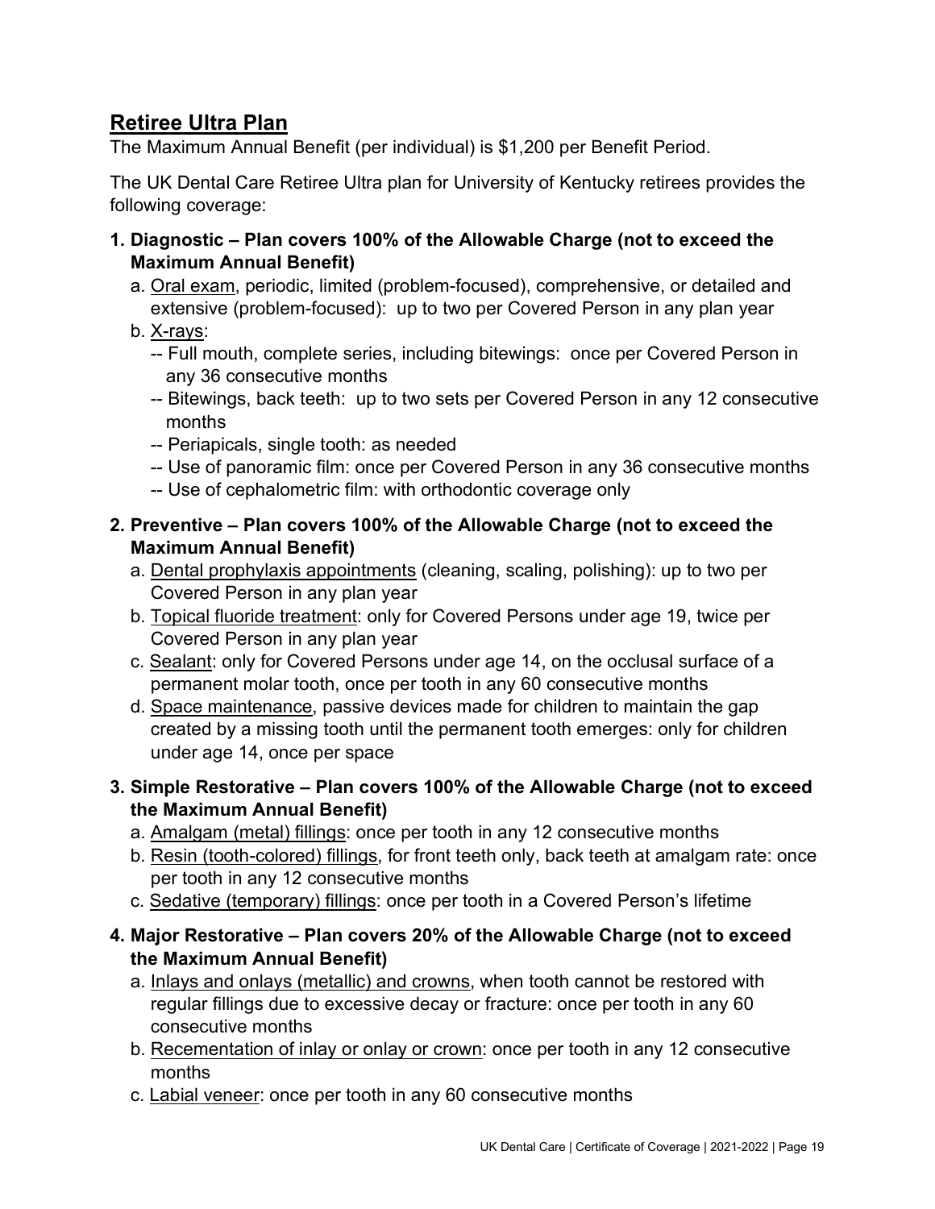## Retiree Ultra Plan

The Maximum Annual Benefit (per individual) is $1,200 per Benefit Period.

The UK Dental Care Retiree Ultra plan for University of Kentucky retirees provides the following coverage:

1. **Diagnostic – Plan covers 100% of the Allowable Charge (not to exceed the Maximum Annual Benefit)**
   a. Oral exam, periodic, limited (problem-focused), comprehensive, or detailed and extensive (problem-focused): up to two per Covered Person in any plan year
   b. X-rays:
      -- Full mouth, complete series, including bitewings: once per Covered Person in any 36 consecutive months
      -- Bitewings, back teeth: up to two sets per Covered Person in any 12 consecutive months
      -- Periapicals, single tooth: as needed
      -- Use of panoramic film: once per Covered Person in any 36 consecutive months
      -- Use of cephalometric film: with orthodontic coverage only

2. **Preventive – Plan covers 100% of the Allowable Charge (not to exceed the Maximum Annual Benefit)**
   a. Dental prophylaxis appointments (cleaning, scaling, polishing): up to two per Covered Person in any plan year
   b. Topical fluoride treatment: only for Covered Persons under age 19, twice per Covered Person in any plan year
   c. Sealant: only for Covered Persons under age 14, on the occlusal surface of a permanent molar tooth, once per tooth in any 60 consecutive months
   d. Space maintenance, passive devices made for children to maintain the gap created by a missing tooth until the permanent tooth emerges: only for children under age 14, once per space

3. **Simple Restorative – Plan covers 100% of the Allowable Charge (not to exceed the Maximum Annual Benefit)**
   a. Amalgam (metal) fillings: once per tooth in any 12 consecutive months
   b. Resin (tooth-colored) fillings, for front teeth only, back teeth at amalgam rate: once per tooth in any 12 consecutive months
   c. Sedative (temporary) fillings: once per tooth in a Covered Person's lifetime

4. **Major Restorative – Plan covers 20% of the Allowable Charge (not to exceed the Maximum Annual Benefit)**
   a. Inlays and onlays (metallic) and crowns, when tooth cannot be restored with regular fillings due to excessive decay or fracture: once per tooth in any 60 consecutive months
   b. Recementation of inlay or onlay or crown: once per tooth in any 12 consecutive months
   c. Labial veneer: once per tooth in any 60 consecutive months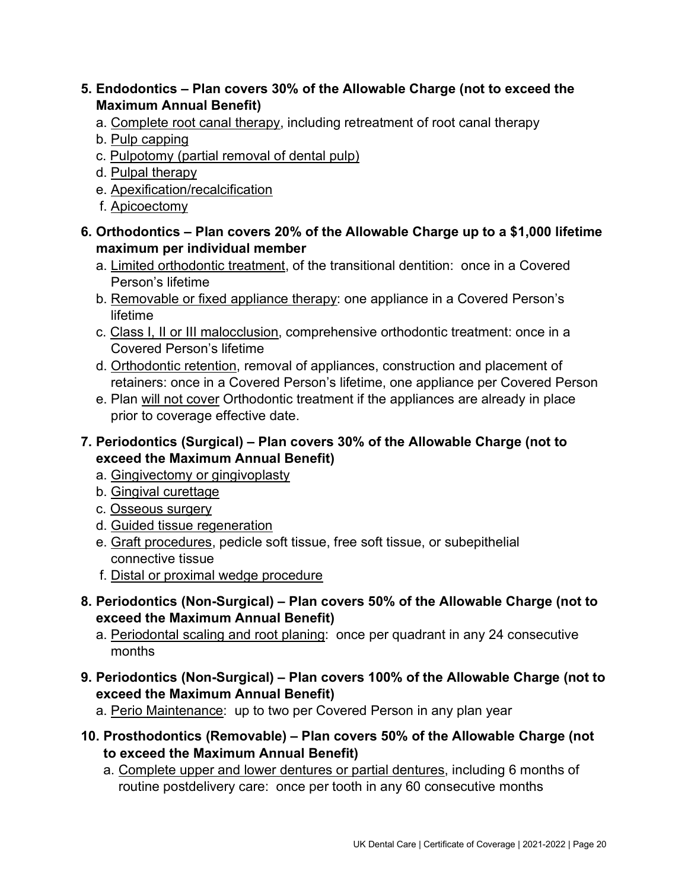5. **Endodontics – Plan covers 30% of the Allowable Charge (not to exceed the Maximum Annual Benefit)**
   a. Complete root canal therapy, including retreatment of root canal therapy
   b. Pulp capping
   c. Pulpotomy (partial removal of dental pulp)
   d. Pulpal therapy
   e. Apexification/recalcification
   f. Apicoectomy

6. **Orthodontics – Plan covers 20% of the Allowable Charge up to a $1,000 lifetime maximum per individual member**
   a. Limited orthodontic treatment, of the transitional dentition: once in a Covered Person's lifetime
   b. Removable or fixed appliance therapy: one appliance in a Covered Person's lifetime
   c. Class I, II or III malocclusion, comprehensive orthodontic treatment: once in a Covered Person's lifetime
   d. Orthodontic retention, removal of appliances, construction and placement of retainers: once in a Covered Person's lifetime, one appliance per Covered Person
   e. Plan will not cover Orthodontic treatment if the appliances are already in place prior to coverage effective date.

7. **Periodontics (Surgical) – Plan covers 30% of the Allowable Charge (not to exceed the Maximum Annual Benefit)**
   a. Gingivectomy or gingivoplasty
   b. Gingival curettage
   c. Osseous surgery
   d. Guided tissue regeneration
   e. Graft procedures, pedicle soft tissue, free soft tissue, or subepithelial connective tissue
   f. Distal or proximal wedge procedure

8. **Periodontics (Non-Surgical) – Plan covers 50% of the Allowable Charge (not to exceed the Maximum Annual Benefit)**
   a. Periodontal scaling and root planing: once per quadrant in any 24 consecutive months

9. **Periodontics (Non-Surgical) – Plan covers 100% of the Allowable Charge (not to exceed the Maximum Annual Benefit)**
   a. Perio Maintenance: up to two per Covered Person in any plan year

10. **Prosthodontics (Removable) – Plan covers 50% of the Allowable Charge (not to exceed the Maximum Annual Benefit)**
    a. Complete upper and lower dentures or partial dentures, including 6 months of routine postdelivery care: once per tooth in any 60 consecutive months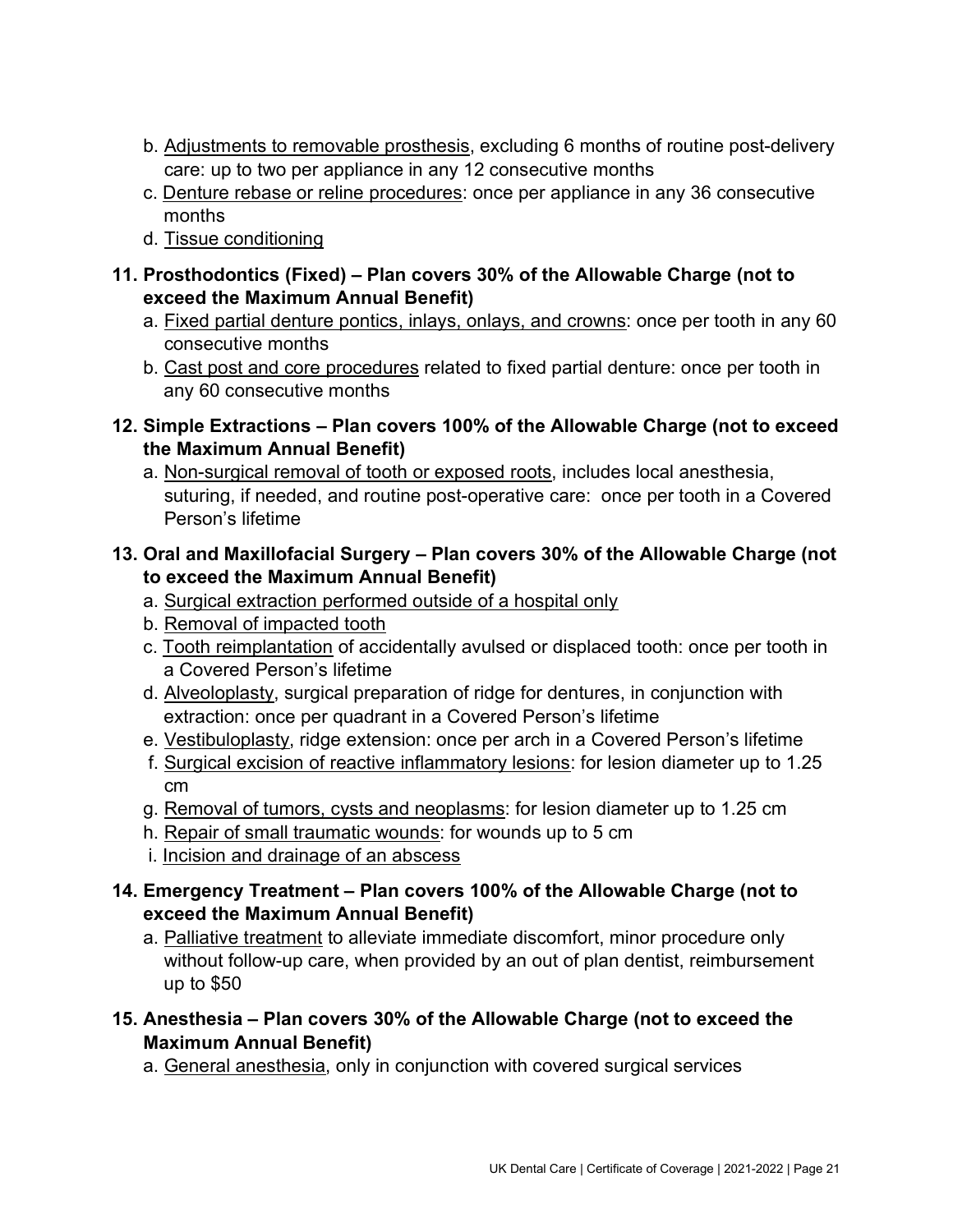b. Adjustments to removable prosthesis, excluding 6 months of routine post-delivery care: up to two per appliance in any 12 consecutive months
c. Denture rebase or reline procedures: once per appliance in any 36 consecutive months
d. Tissue conditioning

**11. Prosthodontics (Fixed) – Plan covers 30% of the Allowable Charge (not to exceed the Maximum Annual Benefit)**

a. Fixed partial denture pontics, inlays, onlays, and crowns: once per tooth in any 60 consecutive months
b. Cast post and core procedures related to fixed partial denture: once per tooth in any 60 consecutive months

**12. Simple Extractions – Plan covers 100% of the Allowable Charge (not to exceed the Maximum Annual Benefit)**

a. Non-surgical removal of tooth or exposed roots, includes local anesthesia, suturing, if needed, and routine post-operative care: once per tooth in a Covered Person's lifetime

**13. Oral and Maxillofacial Surgery – Plan covers 30% of the Allowable Charge (not to exceed the Maximum Annual Benefit)**

a. Surgical extraction performed outside of a hospital only
b. Removal of impacted tooth
c. Tooth reimplantation of accidentally avulsed or displaced tooth: once per tooth in a Covered Person's lifetime
d. Alveoloplasty, surgical preparation of ridge for dentures, in conjunction with extraction: once per quadrant in a Covered Person's lifetime
e. Vestibuloplasty, ridge extension: once per arch in a Covered Person's lifetime
f. Surgical excision of reactive inflammatory lesions: for lesion diameter up to 1.25 cm
g. Removal of tumors, cysts and neoplasms: for lesion diameter up to 1.25 cm
h. Repair of small traumatic wounds: for wounds up to 5 cm
i. Incision and drainage of an abscess

**14. Emergency Treatment – Plan covers 100% of the Allowable Charge (not to exceed the Maximum Annual Benefit)**

a. Palliative treatment to alleviate immediate discomfort, minor procedure only without follow-up care, when provided by an out of plan dentist, reimbursement up to $50

**15. Anesthesia – Plan covers 30% of the Allowable Charge (not to exceed the Maximum Annual Benefit)**

a. General anesthesia, only in conjunction with covered surgical services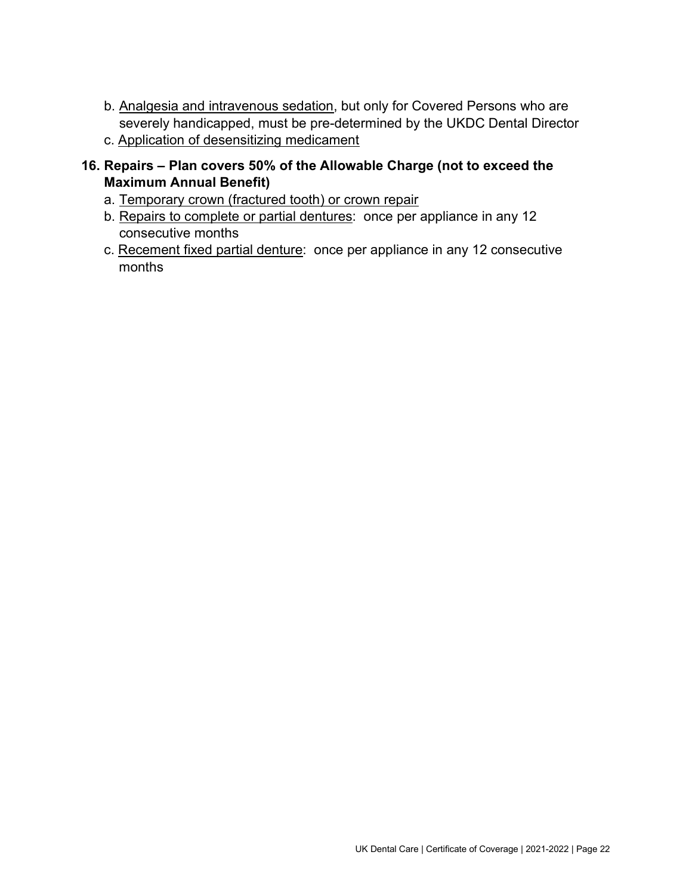b. Analgesia and intravenous sedation, but only for Covered Persons who are severely handicapped, must be pre-determined by the UKDC Dental Director
c. Application of desensitizing medicament

**16. Repairs – Plan covers 50% of the Allowable Charge (not to exceed the Maximum Annual Benefit)**

a. Temporary crown (fractured tooth) or crown repair
b. Repairs to complete or partial dentures: once per appliance in any 12 consecutive months
c. Recement fixed partial denture: once per appliance in any 12 consecutive months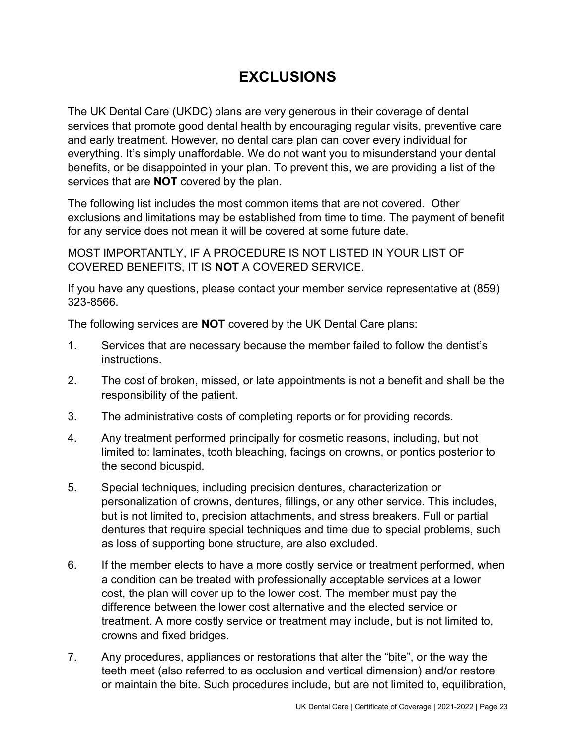# EXCLUSIONS

The UK Dental Care (UKDC) plans are very generous in their coverage of dental services that promote good dental health by encouraging regular visits, preventive care and early treatment. However, no dental care plan can cover every individual for everything. It's simply unaffordable. We do not want you to misunderstand your dental benefits, or be disappointed in your plan. To prevent this, we are providing a list of the services that are **NOT** covered by the plan.

The following list includes the most common items that are not covered. Other exclusions and limitations may be established from time to time. The payment of benefit for any service does not mean it will be covered at some future date.

MOST IMPORTANTLY, IF A PROCEDURE IS NOT LISTED IN YOUR LIST OF COVERED BENEFITS, IT IS **NOT** A COVERED SERVICE.

If you have any questions, please contact your member service representative at (859) 323-8566.

The following services are **NOT** covered by the UK Dental Care plans:

1. Services that are necessary because the member failed to follow the dentist's instructions.
2. The cost of broken, missed, or late appointments is not a benefit and shall be the responsibility of the patient.
3. The administrative costs of completing reports or for providing records.
4. Any treatment performed principally for cosmetic reasons, including, but not limited to: laminates, tooth bleaching, facings on crowns, or pontics posterior to the second bicuspid.
5. Special techniques, including precision dentures, characterization or personalization of crowns, dentures, fillings, or any other service. This includes, but is not limited to, precision attachments, and stress breakers. Full or partial dentures that require special techniques and time due to special problems, such as loss of supporting bone structure, are also excluded.
6. If the member elects to have a more costly service or treatment performed, when a condition can be treated with professionally acceptable services at a lower cost, the plan will cover up to the lower cost. The member must pay the difference between the lower cost alternative and the elected service or treatment. A more costly service or treatment may include, but is not limited to, crowns and fixed bridges.
7. Any procedures, appliances or restorations that alter the "bite", or the way the teeth meet (also referred to as occlusion and vertical dimension) and/or restore or maintain the bite. Such procedures include, but are not limited to, equilibration,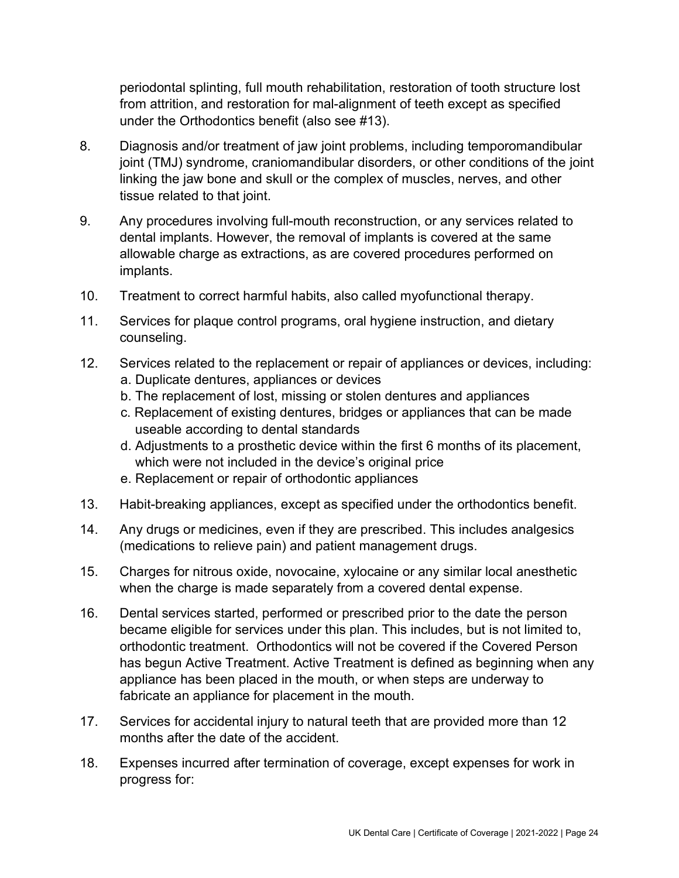periodontal splinting, full mouth rehabilitation, restoration of tooth structure lost from attrition, and restoration for mal-alignment of teeth except as specified under the Orthodontics benefit (also see #13).

8. Diagnosis and/or treatment of jaw joint problems, including temporomandibular joint (TMJ) syndrome, craniomandibular disorders, or other conditions of the joint linking the jaw bone and skull or the complex of muscles, nerves, and other tissue related to that joint.

9. Any procedures involving full-mouth reconstruction, or any services related to dental implants. However, the removal of implants is covered at the same allowable charge as extractions, as are covered procedures performed on implants.

10. Treatment to correct harmful habits, also called myofunctional therapy.

11. Services for plaque control programs, oral hygiene instruction, and dietary counseling.

12. Services related to the replacement or repair of appliances or devices, including:
    a. Duplicate dentures, appliances or devices
    b. The replacement of lost, missing or stolen dentures and appliances
    c. Replacement of existing dentures, bridges or appliances that can be made useable according to dental standards
    d. Adjustments to a prosthetic device within the first 6 months of its placement, which were not included in the device's original price
    e. Replacement or repair of orthodontic appliances

13. Habit-breaking appliances, except as specified under the orthodontics benefit.

14. Any drugs or medicines, even if they are prescribed. This includes analgesics (medications to relieve pain) and patient management drugs.

15. Charges for nitrous oxide, novocaine, xylocaine or any similar local anesthetic when the charge is made separately from a covered dental expense.

16. Dental services started, performed or prescribed prior to the date the person became eligible for services under this plan. This includes, but is not limited to, orthodontic treatment. Orthodontics will not be covered if the Covered Person has begun Active Treatment. Active Treatment is defined as beginning when any appliance has been placed in the mouth, or when steps are underway to fabricate an appliance for placement in the mouth.

17. Services for accidental injury to natural teeth that are provided more than 12 months after the date of the accident.

18. Expenses incurred after termination of coverage, except expenses for work in progress for: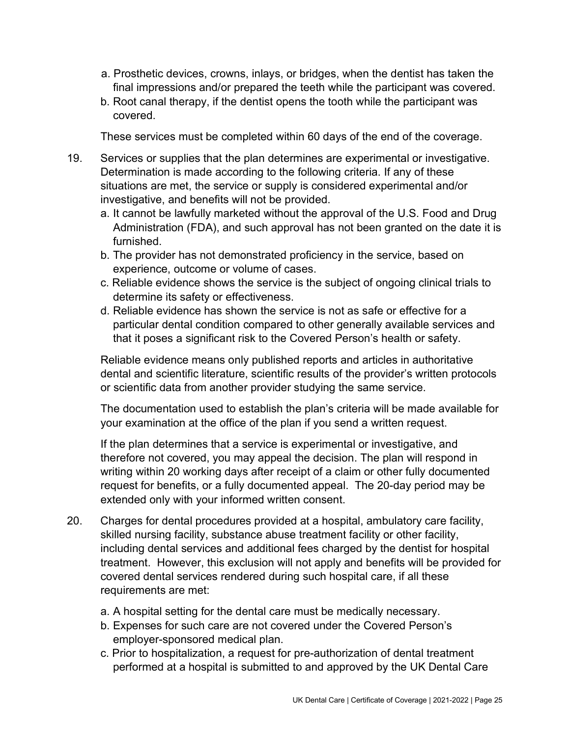a. Prosthetic devices, crowns, inlays, or bridges, when the dentist has taken the final impressions and/or prepared the teeth while the participant was covered.
b. Root canal therapy, if the dentist opens the tooth while the participant was covered.

These services must be completed within 60 days of the end of the coverage.

19. Services or supplies that the plan determines are experimental or investigative. Determination is made according to the following criteria. If any of these situations are met, the service or supply is considered experimental and/or investigative, and benefits will not be provided.
    a. It cannot be lawfully marketed without the approval of the U.S. Food and Drug Administration (FDA), and such approval has not been granted on the date it is furnished.
    b. The provider has not demonstrated proficiency in the service, based on experience, outcome or volume of cases.
    c. Reliable evidence shows the service is the subject of ongoing clinical trials to determine its safety or effectiveness.
    d. Reliable evidence has shown the service is not as safe or effective for a particular dental condition compared to other generally available services and that it poses a significant risk to the Covered Person's health or safety.

    Reliable evidence means only published reports and articles in authoritative dental and scientific literature, scientific results of the provider's written protocols or scientific data from another provider studying the same service.

    The documentation used to establish the plan's criteria will be made available for your examination at the office of the plan if you send a written request.

    If the plan determines that a service is experimental or investigative, and therefore not covered, you may appeal the decision. The plan will respond in writing within 20 working days after receipt of a claim or other fully documented request for benefits, or a fully documented appeal. The 20-day period may be extended only with your informed written consent.

20. Charges for dental procedures provided at a hospital, ambulatory care facility, skilled nursing facility, substance abuse treatment facility or other facility, including dental services and additional fees charged by the dentist for hospital treatment. However, this exclusion will not apply and benefits will be provided for covered dental services rendered during such hospital care, if all these requirements are met:

    a. A hospital setting for the dental care must be medically necessary.
    b. Expenses for such care are not covered under the Covered Person's employer-sponsored medical plan.
    c. Prior to hospitalization, a request for pre-authorization of dental treatment performed at a hospital is submitted to and approved by the UK Dental Care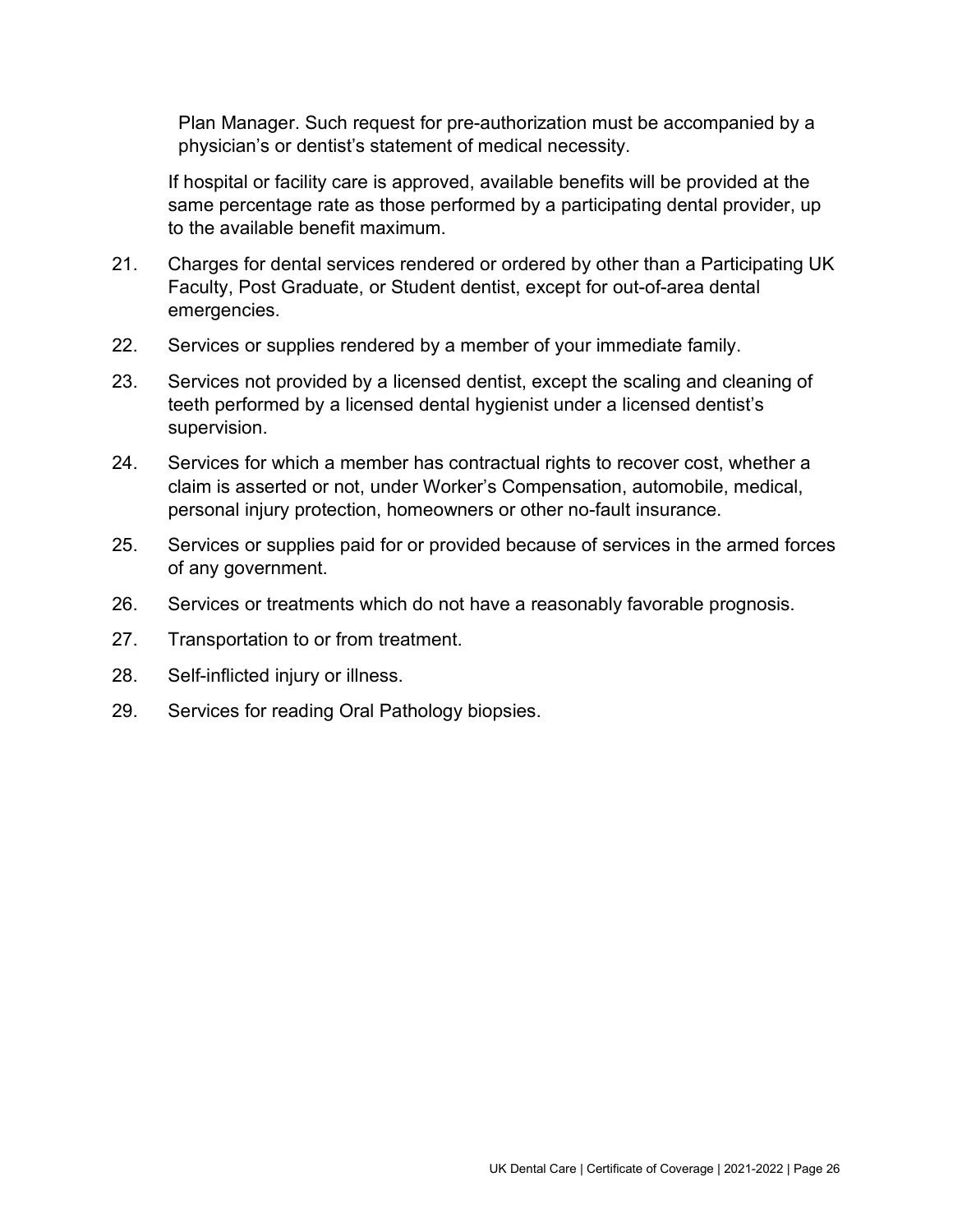Plan Manager. Such request for pre-authorization must be accompanied by a physician's or dentist's statement of medical necessity.

If hospital or facility care is approved, available benefits will be provided at the same percentage rate as those performed by a participating dental provider, up to the available benefit maximum.

21. Charges for dental services rendered or ordered by other than a Participating UK Faculty, Post Graduate, or Student dentist, except for out-of-area dental emergencies.
22. Services or supplies rendered by a member of your immediate family.
23. Services not provided by a licensed dentist, except the scaling and cleaning of teeth performed by a licensed dental hygienist under a licensed dentist's supervision.
24. Services for which a member has contractual rights to recover cost, whether a claim is asserted or not, under Worker's Compensation, automobile, medical, personal injury protection, homeowners or other no-fault insurance.
25. Services or supplies paid for or provided because of services in the armed forces of any government.
26. Services or treatments which do not have a reasonably favorable prognosis.
27. Transportation to or from treatment.
28. Self-inflicted injury or illness.
29. Services for reading Oral Pathology biopsies.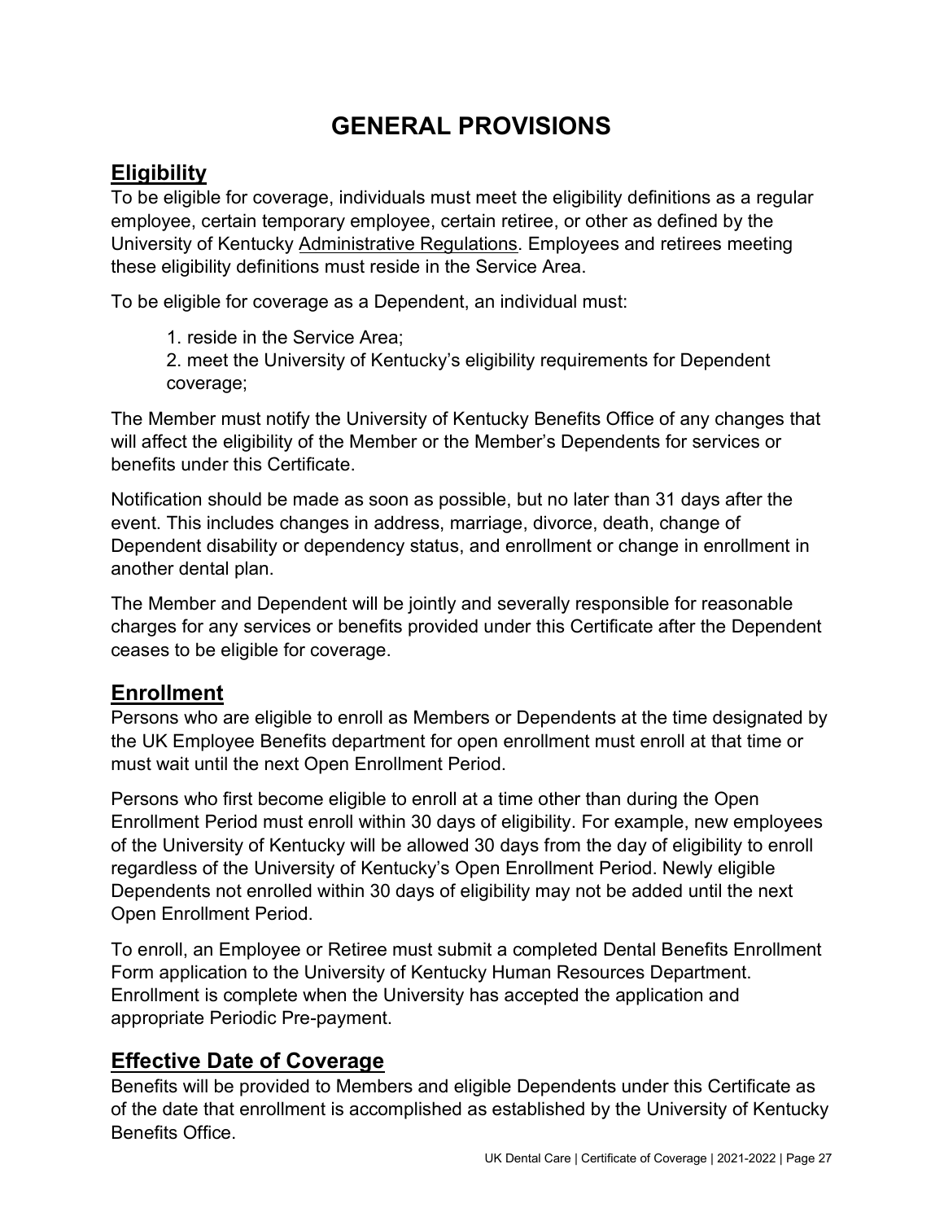# GENERAL PROVISIONS

## Eligibility

To be eligible for coverage, individuals must meet the eligibility definitions as a regular employee, certain temporary employee, certain retiree, or other as defined by the University of Kentucky Administrative Regulations. Employees and retirees meeting these eligibility definitions must reside in the Service Area.

To be eligible for coverage as a Dependent, an individual must:

1. reside in the Service Area;
2. meet the University of Kentucky's eligibility requirements for Dependent coverage;

The Member must notify the University of Kentucky Benefits Office of any changes that will affect the eligibility of the Member or the Member's Dependents for services or benefits under this Certificate.

Notification should be made as soon as possible, but no later than 31 days after the event. This includes changes in address, marriage, divorce, death, change of Dependent disability or dependency status, and enrollment or change in enrollment in another dental plan.

The Member and Dependent will be jointly and severally responsible for reasonable charges for any services or benefits provided under this Certificate after the Dependent ceases to be eligible for coverage.

## Enrollment

Persons who are eligible to enroll as Members or Dependents at the time designated by the UK Employee Benefits department for open enrollment must enroll at that time or must wait until the next Open Enrollment Period.

Persons who first become eligible to enroll at a time other than during the Open Enrollment Period must enroll within 30 days of eligibility. For example, new employees of the University of Kentucky will be allowed 30 days from the day of eligibility to enroll regardless of the University of Kentucky's Open Enrollment Period. Newly eligible Dependents not enrolled within 30 days of eligibility may not be added until the next Open Enrollment Period.

To enroll, an Employee or Retiree must submit a completed Dental Benefits Enrollment Form application to the University of Kentucky Human Resources Department. Enrollment is complete when the University has accepted the application and appropriate Periodic Pre-payment.

## Effective Date of Coverage

Benefits will be provided to Members and eligible Dependents under this Certificate as of the date that enrollment is accomplished as established by the University of Kentucky Benefits Office.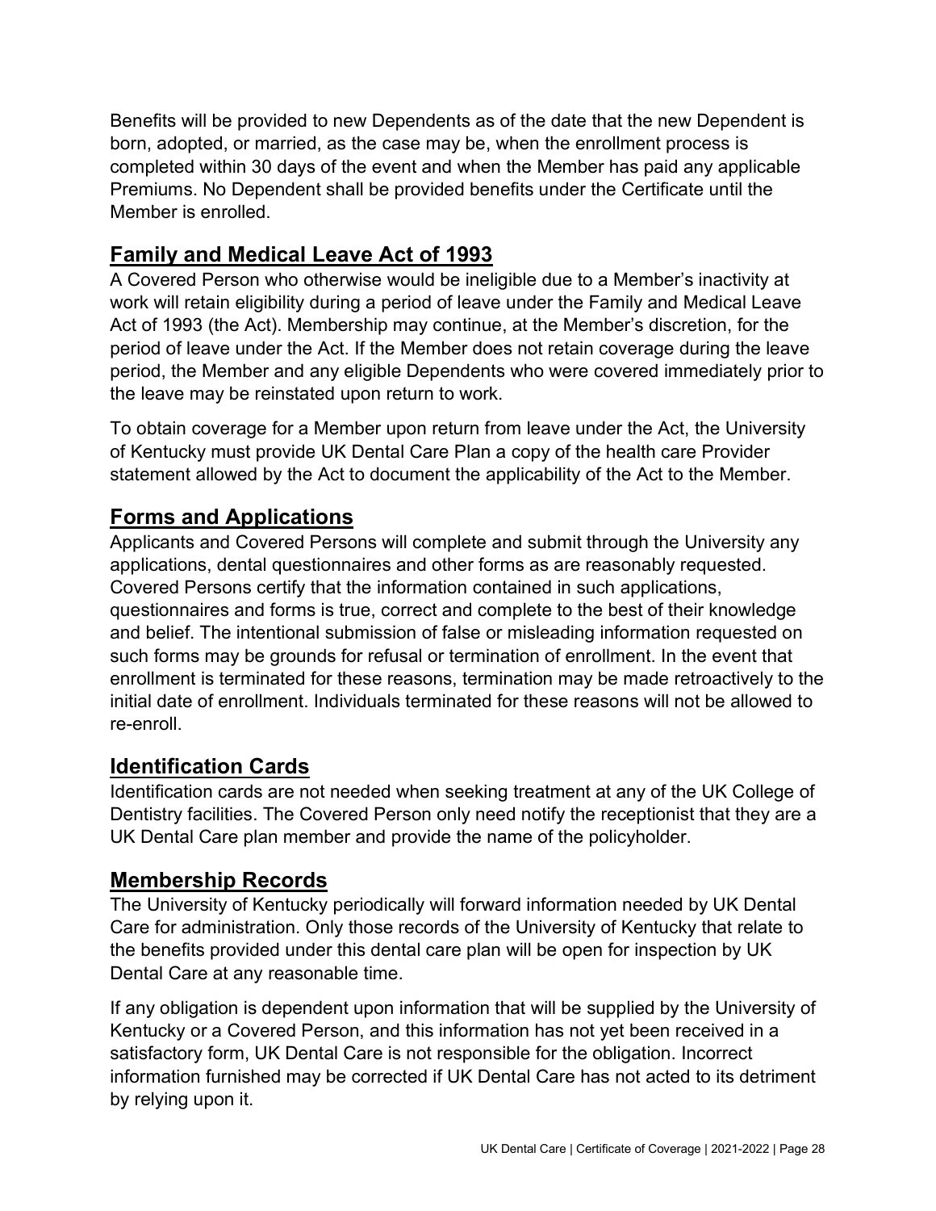Benefits will be provided to new Dependents as of the date that the new Dependent is born, adopted, or married, as the case may be, when the enrollment process is completed within 30 days of the event and when the Member has paid any applicable Premiums. No Dependent shall be provided benefits under the Certificate until the Member is enrolled.

## Family and Medical Leave Act of 1993

A Covered Person who otherwise would be ineligible due to a Member's inactivity at work will retain eligibility during a period of leave under the Family and Medical Leave Act of 1993 (the Act). Membership may continue, at the Member's discretion, for the period of leave under the Act. If the Member does not retain coverage during the leave period, the Member and any eligible Dependents who were covered immediately prior to the leave may be reinstated upon return to work.

To obtain coverage for a Member upon return from leave under the Act, the University of Kentucky must provide UK Dental Care Plan a copy of the health care Provider statement allowed by the Act to document the applicability of the Act to the Member.

## Forms and Applications

Applicants and Covered Persons will complete and submit through the University any applications, dental questionnaires and other forms as are reasonably requested. Covered Persons certify that the information contained in such applications, questionnaires and forms is true, correct and complete to the best of their knowledge and belief. The intentional submission of false or misleading information requested on such forms may be grounds for refusal or termination of enrollment. In the event that enrollment is terminated for these reasons, termination may be made retroactively to the initial date of enrollment. Individuals terminated for these reasons will not be allowed to re-enroll.

## Identification Cards

Identification cards are not needed when seeking treatment at any of the UK College of Dentistry facilities. The Covered Person only need notify the receptionist that they are a UK Dental Care plan member and provide the name of the policyholder.

## Membership Records

The University of Kentucky periodically will forward information needed by UK Dental Care for administration. Only those records of the University of Kentucky that relate to the benefits provided under this dental care plan will be open for inspection by UK Dental Care at any reasonable time.

If any obligation is dependent upon information that will be supplied by the University of Kentucky or a Covered Person, and this information has not yet been received in a satisfactory form, UK Dental Care is not responsible for the obligation. Incorrect information furnished may be corrected if UK Dental Care has not acted to its detriment by relying upon it.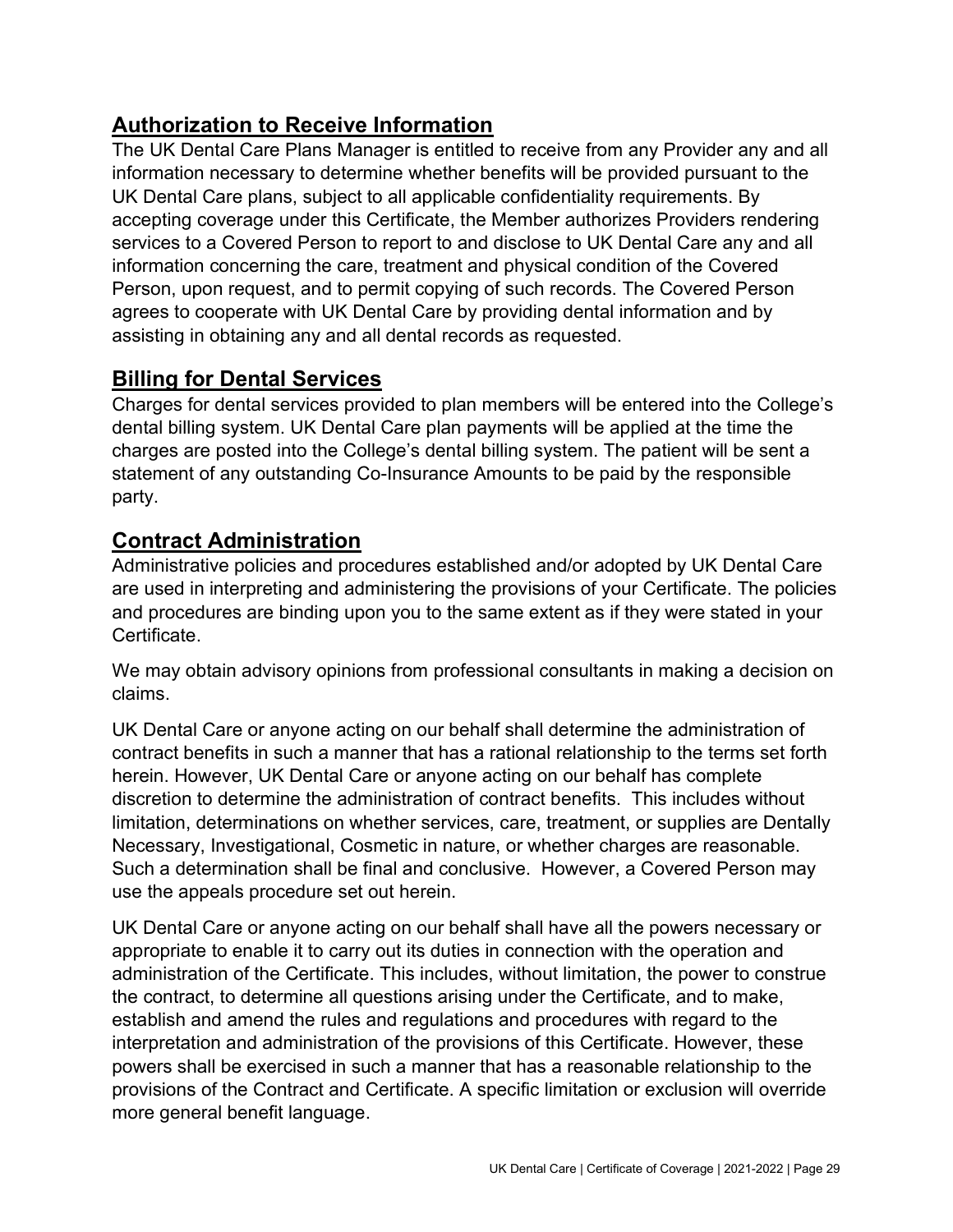## Authorization to Receive Information

The UK Dental Care Plans Manager is entitled to receive from any Provider any and all information necessary to determine whether benefits will be provided pursuant to the UK Dental Care plans, subject to all applicable confidentiality requirements. By accepting coverage under this Certificate, the Member authorizes Providers rendering services to a Covered Person to report to and disclose to UK Dental Care any and all information concerning the care, treatment and physical condition of the Covered Person, upon request, and to permit copying of such records. The Covered Person agrees to cooperate with UK Dental Care by providing dental information and by assisting in obtaining any and all dental records as requested.

## Billing for Dental Services

Charges for dental services provided to plan members will be entered into the College's dental billing system. UK Dental Care plan payments will be applied at the time the charges are posted into the College's dental billing system. The patient will be sent a statement of any outstanding Co-Insurance Amounts to be paid by the responsible party.

## Contract Administration

Administrative policies and procedures established and/or adopted by UK Dental Care are used in interpreting and administering the provisions of your Certificate. The policies and procedures are binding upon you to the same extent as if they were stated in your Certificate.

We may obtain advisory opinions from professional consultants in making a decision on claims.

UK Dental Care or anyone acting on our behalf shall determine the administration of contract benefits in such a manner that has a rational relationship to the terms set forth herein. However, UK Dental Care or anyone acting on our behalf has complete discretion to determine the administration of contract benefits. This includes without limitation, determinations on whether services, care, treatment, or supplies are Dentally Necessary, Investigational, Cosmetic in nature, or whether charges are reasonable. Such a determination shall be final and conclusive. However, a Covered Person may use the appeals procedure set out herein.

UK Dental Care or anyone acting on our behalf shall have all the powers necessary or appropriate to enable it to carry out its duties in connection with the operation and administration of the Certificate. This includes, without limitation, the power to construe the contract, to determine all questions arising under the Certificate, and to make, establish and amend the rules and regulations and procedures with regard to the interpretation and administration of the provisions of this Certificate. However, these powers shall be exercised in such a manner that has a reasonable relationship to the provisions of the Contract and Certificate. A specific limitation or exclusion will override more general benefit language.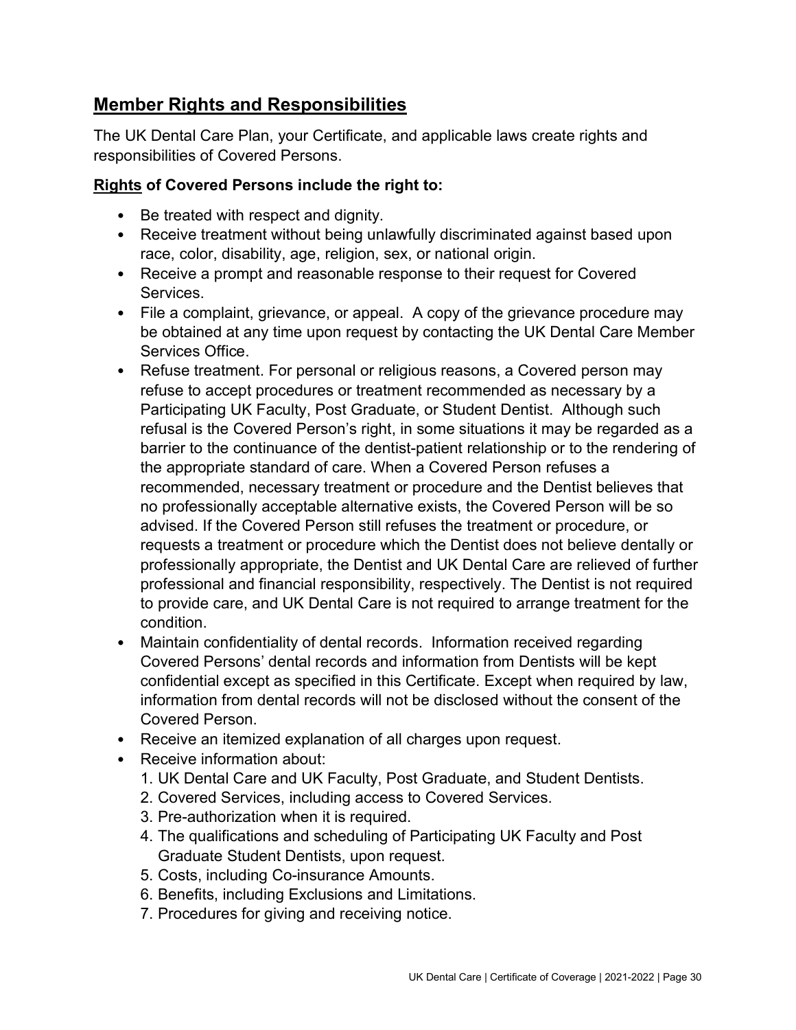## Member Rights and Responsibilities

The UK Dental Care Plan, your Certificate, and applicable laws create rights and responsibilities of Covered Persons.

**Rights of Covered Persons include the right to:**

- Be treated with respect and dignity.
- Receive treatment without being unlawfully discriminated against based upon race, color, disability, age, religion, sex, or national origin.
- Receive a prompt and reasonable response to their request for Covered Services.
- File a complaint, grievance, or appeal. A copy of the grievance procedure may be obtained at any time upon request by contacting the UK Dental Care Member Services Office.
- Refuse treatment. For personal or religious reasons, a Covered person may refuse to accept procedures or treatment recommended as necessary by a Participating UK Faculty, Post Graduate, or Student Dentist. Although such refusal is the Covered Person's right, in some situations it may be regarded as a barrier to the continuance of the dentist-patient relationship or to the rendering of the appropriate standard of care. When a Covered Person refuses a recommended, necessary treatment or procedure and the Dentist believes that no professionally acceptable alternative exists, the Covered Person will be so advised. If the Covered Person still refuses the treatment or procedure, or requests a treatment or procedure which the Dentist does not believe dentally or professionally appropriate, the Dentist and UK Dental Care are relieved of further professional and financial responsibility, respectively. The Dentist is not required to provide care, and UK Dental Care is not required to arrange treatment for the condition.
- Maintain confidentiality of dental records. Information received regarding Covered Persons' dental records and information from Dentists will be kept confidential except as specified in this Certificate. Except when required by law, information from dental records will not be disclosed without the consent of the Covered Person.
- Receive an itemized explanation of all charges upon request.
- Receive information about:
  1. UK Dental Care and UK Faculty, Post Graduate, and Student Dentists.
  2. Covered Services, including access to Covered Services.
  3. Pre-authorization when it is required.
  4. The qualifications and scheduling of Participating UK Faculty and Post Graduate Student Dentists, upon request.
  5. Costs, including Co-insurance Amounts.
  6. Benefits, including Exclusions and Limitations.
  7. Procedures for giving and receiving notice.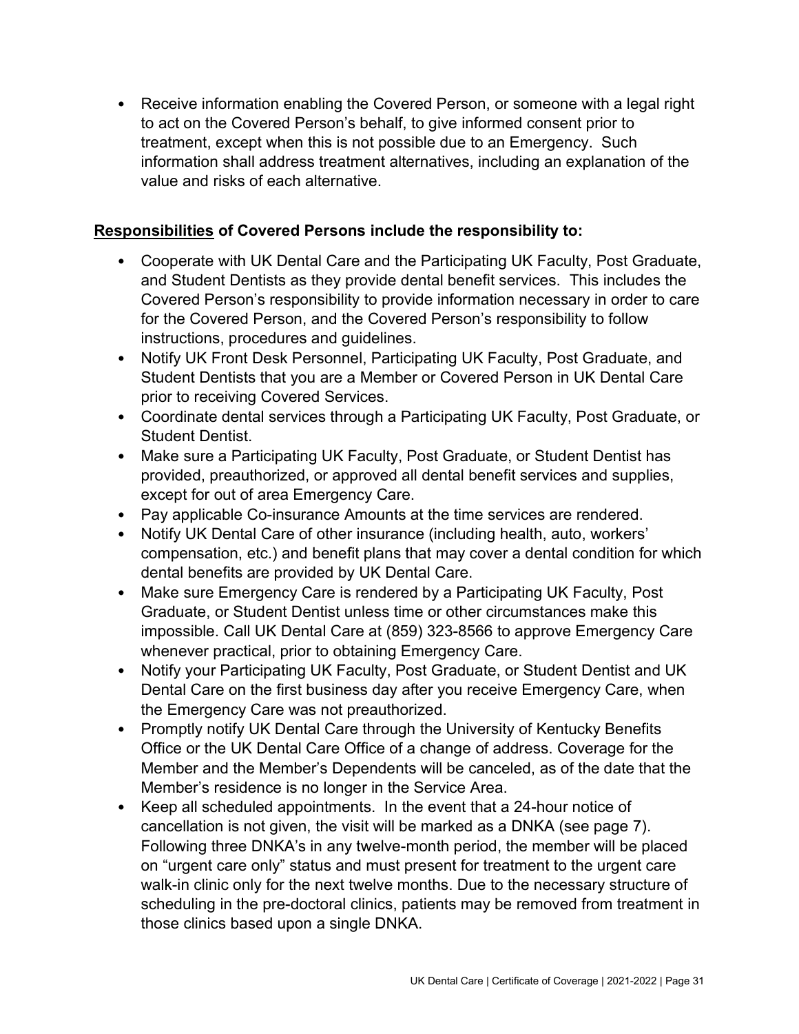- Receive information enabling the Covered Person, or someone with a legal right to act on the Covered Person's behalf, to give informed consent prior to treatment, except when this is not possible due to an Emergency. Such information shall address treatment alternatives, including an explanation of the value and risks of each alternative.

**Responsibilities of Covered Persons include the responsibility to:**

- Cooperate with UK Dental Care and the Participating UK Faculty, Post Graduate, and Student Dentists as they provide dental benefit services. This includes the Covered Person's responsibility to provide information necessary in order to care for the Covered Person, and the Covered Person's responsibility to follow instructions, procedures and guidelines.
- Notify UK Front Desk Personnel, Participating UK Faculty, Post Graduate, and Student Dentists that you are a Member or Covered Person in UK Dental Care prior to receiving Covered Services.
- Coordinate dental services through a Participating UK Faculty, Post Graduate, or Student Dentist.
- Make sure a Participating UK Faculty, Post Graduate, or Student Dentist has provided, preauthorized, or approved all dental benefit services and supplies, except for out of area Emergency Care.
- Pay applicable Co-insurance Amounts at the time services are rendered.
- Notify UK Dental Care of other insurance (including health, auto, workers' compensation, etc.) and benefit plans that may cover a dental condition for which dental benefits are provided by UK Dental Care.
- Make sure Emergency Care is rendered by a Participating UK Faculty, Post Graduate, or Student Dentist unless time or other circumstances make this impossible. Call UK Dental Care at (859) 323-8566 to approve Emergency Care whenever practical, prior to obtaining Emergency Care.
- Notify your Participating UK Faculty, Post Graduate, or Student Dentist and UK Dental Care on the first business day after you receive Emergency Care, when the Emergency Care was not preauthorized.
- Promptly notify UK Dental Care through the University of Kentucky Benefits Office or the UK Dental Care Office of a change of address. Coverage for the Member and the Member's Dependents will be canceled, as of the date that the Member's residence is no longer in the Service Area.
- Keep all scheduled appointments. In the event that a 24-hour notice of cancellation is not given, the visit will be marked as a DNKA (see page 7). Following three DNKA's in any twelve-month period, the member will be placed on "urgent care only" status and must present for treatment to the urgent care walk-in clinic only for the next twelve months. Due to the necessary structure of scheduling in the pre-doctoral clinics, patients may be removed from treatment in those clinics based upon a single DNKA.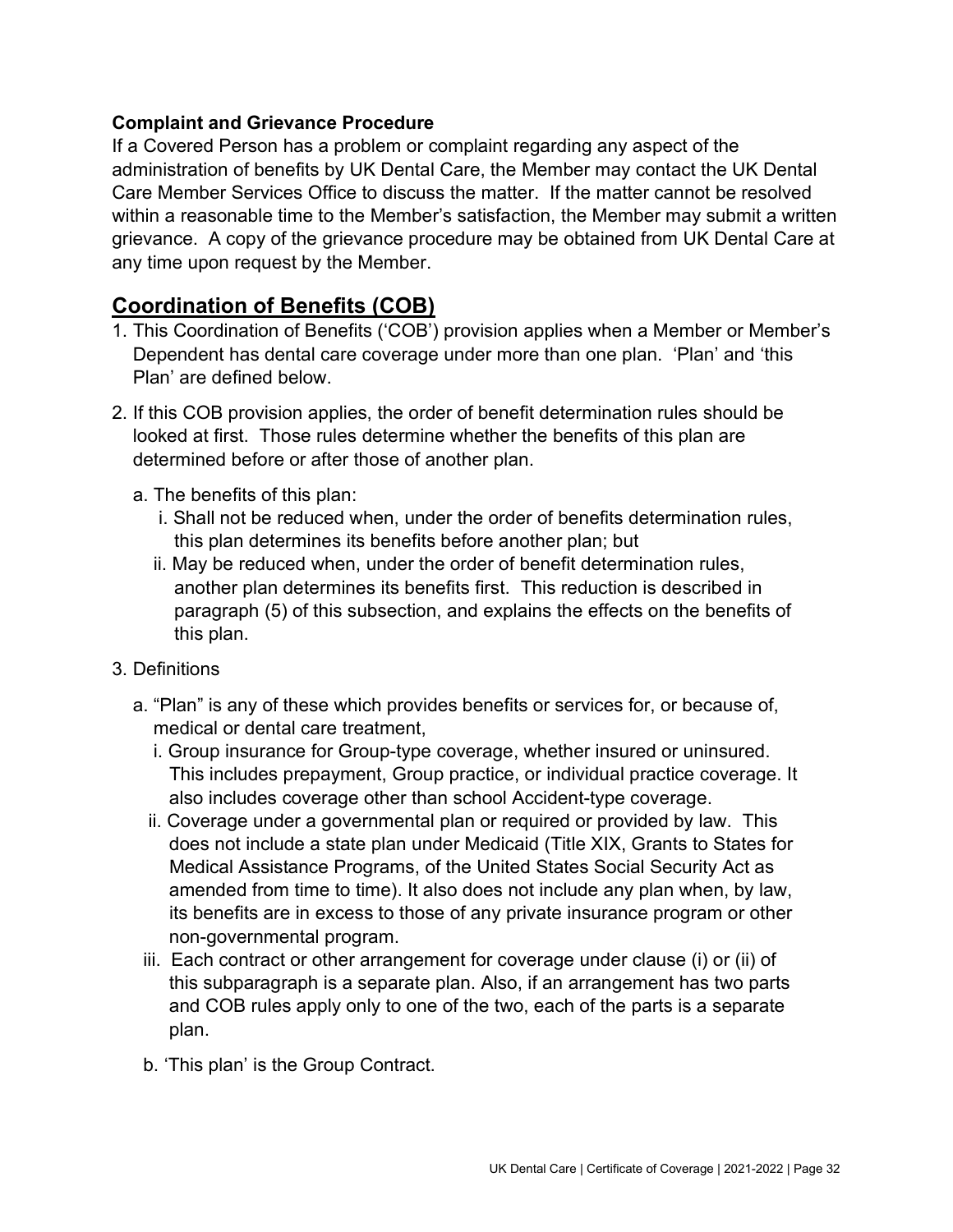**Complaint and Grievance Procedure**

If a Covered Person has a problem or complaint regarding any aspect of the administration of benefits by UK Dental Care, the Member may contact the UK Dental Care Member Services Office to discuss the matter. If the matter cannot be resolved within a reasonable time to the Member's satisfaction, the Member may submit a written grievance. A copy of the grievance procedure may be obtained from UK Dental Care at any time upon request by the Member.

## Coordination of Benefits (COB)

1. This Coordination of Benefits ('COB') provision applies when a Member or Member's Dependent has dental care coverage under more than one plan. 'Plan' and 'this Plan' are defined below.

2. If this COB provision applies, the order of benefit determination rules should be looked at first. Those rules determine whether the benefits of this plan are determined before or after those of another plan.

   a. The benefits of this plan:
      i. Shall not be reduced when, under the order of benefits determination rules, this plan determines its benefits before another plan; but
      ii. May be reduced when, under the order of benefit determination rules, another plan determines its benefits first. This reduction is described in paragraph (5) of this subsection, and explains the effects on the benefits of this plan.

3. Definitions

   a. "Plan" is any of these which provides benefits or services for, or because of, medical or dental care treatment,
      i. Group insurance for Group-type coverage, whether insured or uninsured. This includes prepayment, Group practice, or individual practice coverage. It also includes coverage other than school Accident-type coverage.
      ii. Coverage under a governmental plan or required or provided by law. This does not include a state plan under Medicaid (Title XIX, Grants to States for Medical Assistance Programs, of the United States Social Security Act as amended from time to time). It also does not include any plan when, by law, its benefits are in excess to those of any private insurance program or other non-governmental program.
      iii. Each contract or other arrangement for coverage under clause (i) or (ii) of this subparagraph is a separate plan. Also, if an arrangement has two parts and COB rules apply only to one of the two, each of the parts is a separate plan.

   b. 'This plan' is the Group Contract.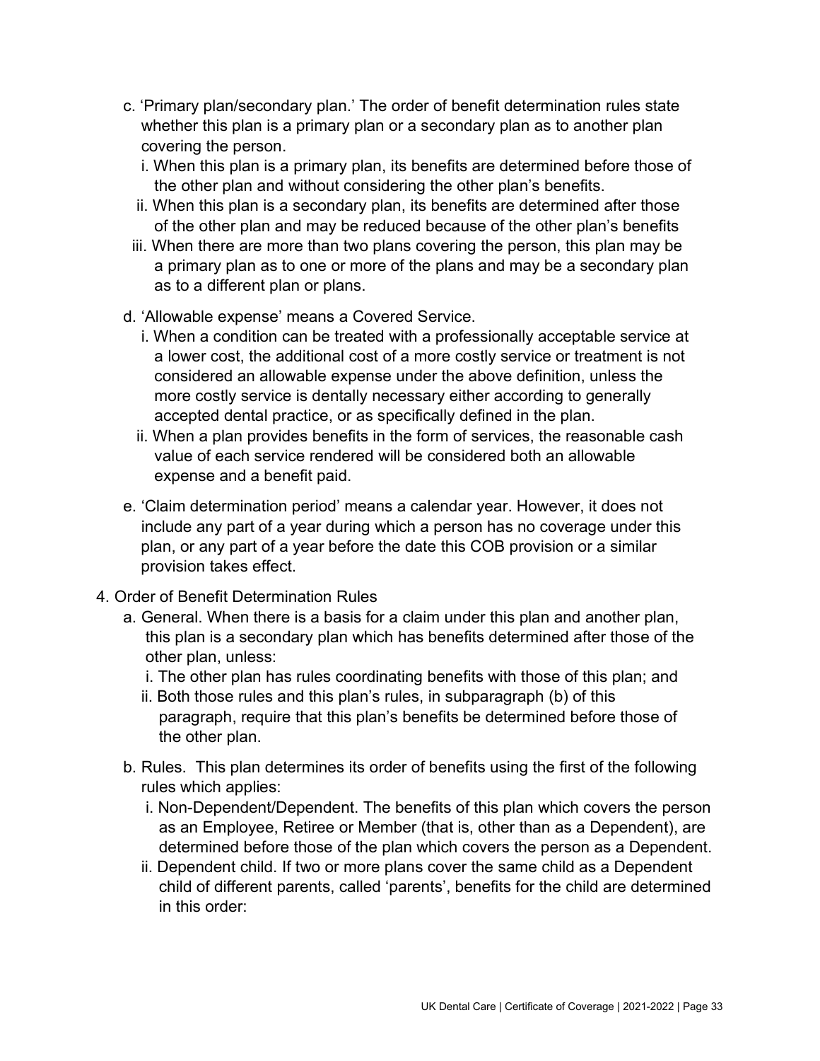c. 'Primary plan/secondary plan.' The order of benefit determination rules state whether this plan is a primary plan or a secondary plan as to another plan covering the person.
   i. When this plan is a primary plan, its benefits are determined before those of the other plan and without considering the other plan's benefits.
   ii. When this plan is a secondary plan, its benefits are determined after those of the other plan and may be reduced because of the other plan's benefits
   iii. When there are more than two plans covering the person, this plan may be a primary plan as to one or more of the plans and may be a secondary plan as to a different plan or plans.

d. 'Allowable expense' means a Covered Service.
   i. When a condition can be treated with a professionally acceptable service at a lower cost, the additional cost of a more costly service or treatment is not considered an allowable expense under the above definition, unless the more costly service is dentally necessary either according to generally accepted dental practice, or as specifically defined in the plan.
   ii. When a plan provides benefits in the form of services, the reasonable cash value of each service rendered will be considered both an allowable expense and a benefit paid.

e. 'Claim determination period' means a calendar year. However, it does not include any part of a year during which a person has no coverage under this plan, or any part of a year before the date this COB provision or a similar provision takes effect.

4. Order of Benefit Determination Rules
   a. General. When there is a basis for a claim under this plan and another plan, this plan is a secondary plan which has benefits determined after those of the other plan, unless:
      i. The other plan has rules coordinating benefits with those of this plan; and
      ii. Both those rules and this plan's rules, in subparagraph (b) of this paragraph, require that this plan's benefits be determined before those of the other plan.

   b. Rules. This plan determines its order of benefits using the first of the following rules which applies:
      i. Non-Dependent/Dependent. The benefits of this plan which covers the person as an Employee, Retiree or Member (that is, other than as a Dependent), are determined before those of the plan which covers the person as a Dependent.
      ii. Dependent child. If two or more plans cover the same child as a Dependent child of different parents, called 'parents', benefits for the child are determined in this order: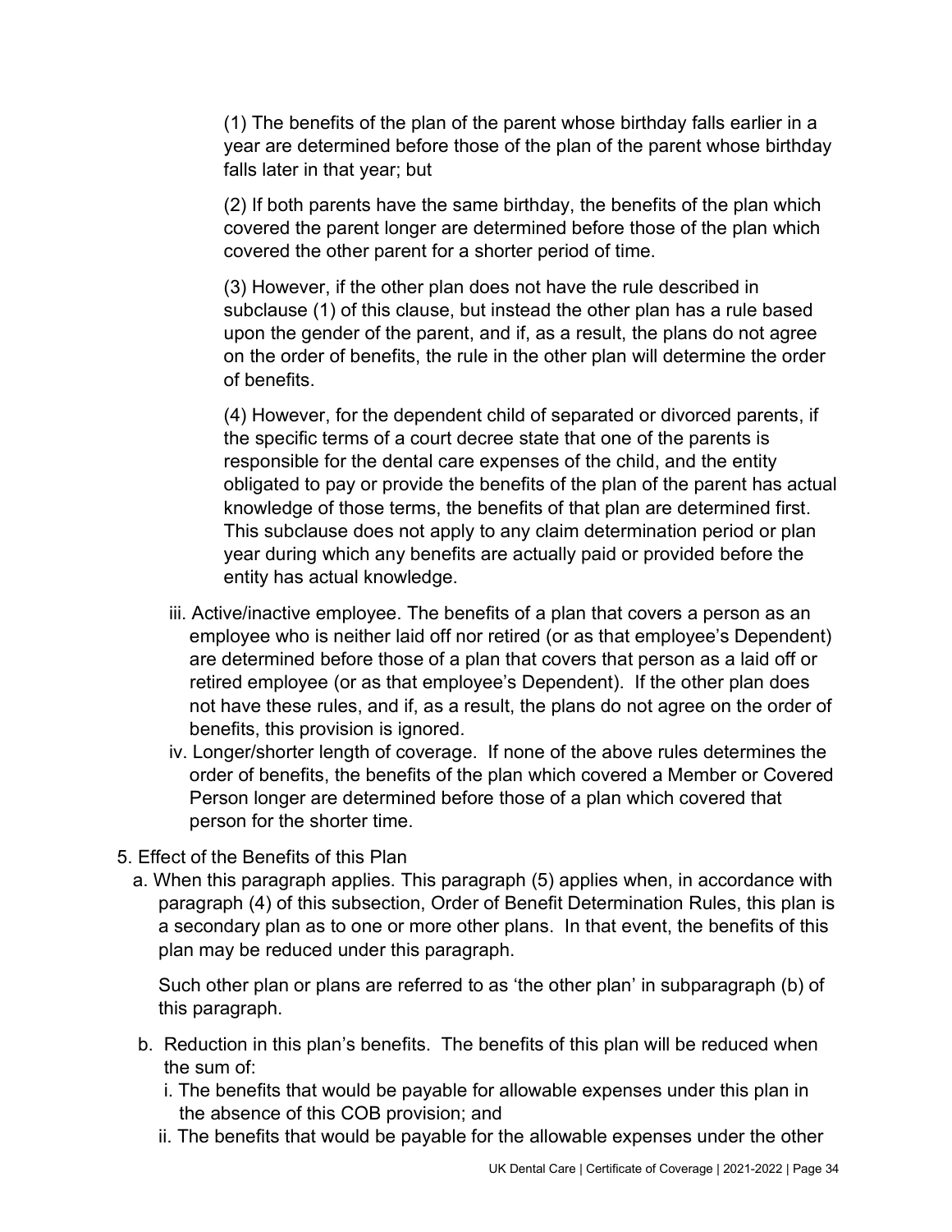(1) The benefits of the plan of the parent whose birthday falls earlier in a year are determined before those of the plan of the parent whose birthday falls later in that year; but

(2) If both parents have the same birthday, the benefits of the plan which covered the parent longer are determined before those of the plan which covered the other parent for a shorter period of time.

(3) However, if the other plan does not have the rule described in subclause (1) of this clause, but instead the other plan has a rule based upon the gender of the parent, and if, as a result, the plans do not agree on the order of benefits, the rule in the other plan will determine the order of benefits.

(4) However, for the dependent child of separated or divorced parents, if the specific terms of a court decree state that one of the parents is responsible for the dental care expenses of the child, and the entity obligated to pay or provide the benefits of the plan of the parent has actual knowledge of those terms, the benefits of that plan are determined first. This subclause does not apply to any claim determination period or plan year during which any benefits are actually paid or provided before the entity has actual knowledge.

iii. Active/inactive employee. The benefits of a plan that covers a person as an employee who is neither laid off nor retired (or as that employee's Dependent) are determined before those of a plan that covers that person as a laid off or retired employee (or as that employee's Dependent). If the other plan does not have these rules, and if, as a result, the plans do not agree on the order of benefits, this provision is ignored.

iv. Longer/shorter length of coverage. If none of the above rules determines the order of benefits, the benefits of the plan which covered a Member or Covered Person longer are determined before those of a plan which covered that person for the shorter time.

5. Effect of the Benefits of this Plan

a. When this paragraph applies. This paragraph (5) applies when, in accordance with paragraph (4) of this subsection, Order of Benefit Determination Rules, this plan is a secondary plan as to one or more other plans. In that event, the benefits of this plan may be reduced under this paragraph.

Such other plan or plans are referred to as 'the other plan' in subparagraph (b) of this paragraph.

b. Reduction in this plan's benefits. The benefits of this plan will be reduced when the sum of:

i. The benefits that would be payable for allowable expenses under this plan in the absence of this COB provision; and

ii. The benefits that would be payable for the allowable expenses under the other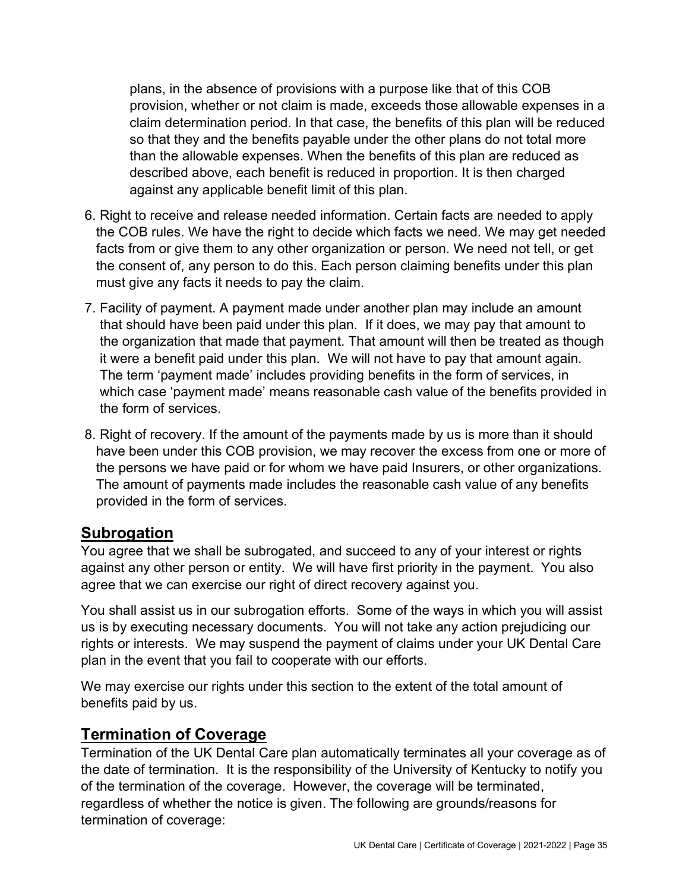plans, in the absence of provisions with a purpose like that of this COB provision, whether or not claim is made, exceeds those allowable expenses in a claim determination period. In that case, the benefits of this plan will be reduced so that they and the benefits payable under the other plans do not total more than the allowable expenses. When the benefits of this plan are reduced as described above, each benefit is reduced in proportion. It is then charged against any applicable benefit limit of this plan.

6. Right to receive and release needed information. Certain facts are needed to apply the COB rules. We have the right to decide which facts we need. We may get needed facts from or give them to any other organization or person. We need not tell, or get the consent of, any person to do this. Each person claiming benefits under this plan must give any facts it needs to pay the claim.
7. Facility of payment. A payment made under another plan may include an amount that should have been paid under this plan. If it does, we may pay that amount to the organization that made that payment. That amount will then be treated as though it were a benefit paid under this plan. We will not have to pay that amount again. The term 'payment made' includes providing benefits in the form of services, in which case 'payment made' means reasonable cash value of the benefits provided in the form of services.
8. Right of recovery. If the amount of the payments made by us is more than it should have been under this COB provision, we may recover the excess from one or more of the persons we have paid or for whom we have paid Insurers, or other organizations. The amount of payments made includes the reasonable cash value of any benefits provided in the form of services.

## Subrogation

You agree that we shall be subrogated, and succeed to any of your interest or rights against any other person or entity. We will have first priority in the payment. You also agree that we can exercise our right of direct recovery against you.

You shall assist us in our subrogation efforts. Some of the ways in which you will assist us is by executing necessary documents. You will not take any action prejudicing our rights or interests. We may suspend the payment of claims under your UK Dental Care plan in the event that you fail to cooperate with our efforts.

We may exercise our rights under this section to the extent of the total amount of benefits paid by us.

## Termination of Coverage

Termination of the UK Dental Care plan automatically terminates all your coverage as of the date of termination. It is the responsibility of the University of Kentucky to notify you of the termination of the coverage. However, the coverage will be terminated, regardless of whether the notice is given. The following are grounds/reasons for termination of coverage: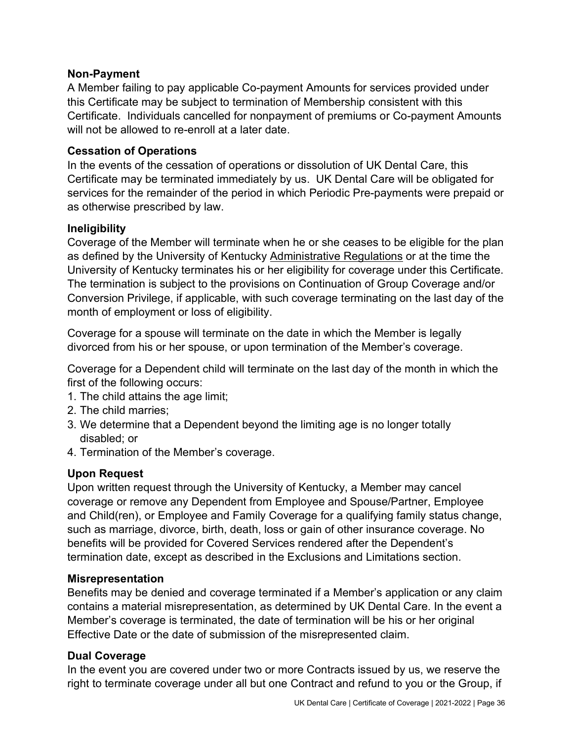### Non-Payment

A Member failing to pay applicable Co-payment Amounts for services provided under this Certificate may be subject to termination of Membership consistent with this Certificate. Individuals cancelled for nonpayment of premiums or Co-payment Amounts will not be allowed to re-enroll at a later date.

### Cessation of Operations

In the events of the cessation of operations or dissolution of UK Dental Care, this Certificate may be terminated immediately by us. UK Dental Care will be obligated for services for the remainder of the period in which Periodic Pre-payments were prepaid or as otherwise prescribed by law.

### Ineligibility

Coverage of the Member will terminate when he or she ceases to be eligible for the plan as defined by the University of Kentucky Administrative Regulations or at the time the University of Kentucky terminates his or her eligibility for coverage under this Certificate. The termination is subject to the provisions on Continuation of Group Coverage and/or Conversion Privilege, if applicable, with such coverage terminating on the last day of the month of employment or loss of eligibility.

Coverage for a spouse will terminate on the date in which the Member is legally divorced from his or her spouse, or upon termination of the Member's coverage.

Coverage for a Dependent child will terminate on the last day of the month in which the first of the following occurs:

1. The child attains the age limit;
2. The child marries;
3. We determine that a Dependent beyond the limiting age is no longer totally disabled; or
4. Termination of the Member's coverage.

### Upon Request

Upon written request through the University of Kentucky, a Member may cancel coverage or remove any Dependent from Employee and Spouse/Partner, Employee and Child(ren), or Employee and Family Coverage for a qualifying family status change, such as marriage, divorce, birth, death, loss or gain of other insurance coverage. No benefits will be provided for Covered Services rendered after the Dependent's termination date, except as described in the Exclusions and Limitations section.

### Misrepresentation

Benefits may be denied and coverage terminated if a Member's application or any claim contains a material misrepresentation, as determined by UK Dental Care. In the event a Member's coverage is terminated, the date of termination will be his or her original Effective Date or the date of submission of the misrepresented claim.

### Dual Coverage

In the event you are covered under two or more Contracts issued by us, we reserve the right to terminate coverage under all but one Contract and refund to you or the Group, if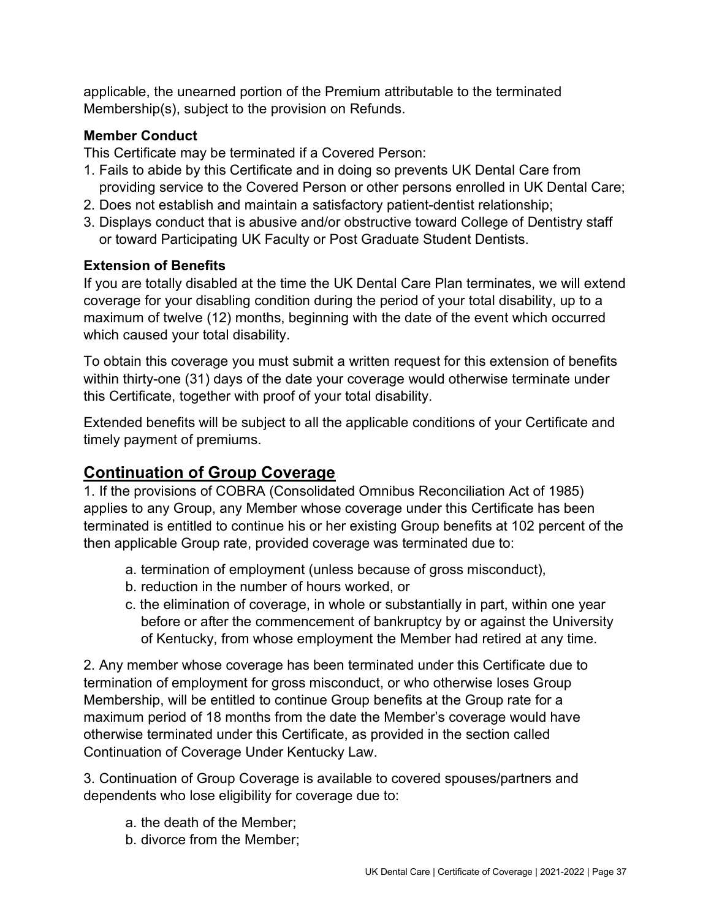applicable, the unearned portion of the Premium attributable to the terminated Membership(s), subject to the provision on Refunds.

**Member Conduct**

This Certificate may be terminated if a Covered Person:

1. Fails to abide by this Certificate and in doing so prevents UK Dental Care from providing service to the Covered Person or other persons enrolled in UK Dental Care;
2. Does not establish and maintain a satisfactory patient-dentist relationship;
3. Displays conduct that is abusive and/or obstructive toward College of Dentistry staff or toward Participating UK Faculty or Post Graduate Student Dentists.

**Extension of Benefits**

If you are totally disabled at the time the UK Dental Care Plan terminates, we will extend coverage for your disabling condition during the period of your total disability, up to a maximum of twelve (12) months, beginning with the date of the event which occurred which caused your total disability.

To obtain this coverage you must submit a written request for this extension of benefits within thirty-one (31) days of the date your coverage would otherwise terminate under this Certificate, together with proof of your total disability.

Extended benefits will be subject to all the applicable conditions of your Certificate and timely payment of premiums.

## Continuation of Group Coverage

1. If the provisions of COBRA (Consolidated Omnibus Reconciliation Act of 1985) applies to any Group, any Member whose coverage under this Certificate has been terminated is entitled to continue his or her existing Group benefits at 102 percent of the then applicable Group rate, provided coverage was terminated due to:

   a. termination of employment (unless because of gross misconduct),
   b. reduction in the number of hours worked, or
   c. the elimination of coverage, in whole or substantially in part, within one year before or after the commencement of bankruptcy by or against the University of Kentucky, from whose employment the Member had retired at any time.

2. Any member whose coverage has been terminated under this Certificate due to termination of employment for gross misconduct, or who otherwise loses Group Membership, will be entitled to continue Group benefits at the Group rate for a maximum period of 18 months from the date the Member's coverage would have otherwise terminated under this Certificate, as provided in the section called Continuation of Coverage Under Kentucky Law.

3. Continuation of Group Coverage is available to covered spouses/partners and dependents who lose eligibility for coverage due to:

   a. the death of the Member;
   b. divorce from the Member;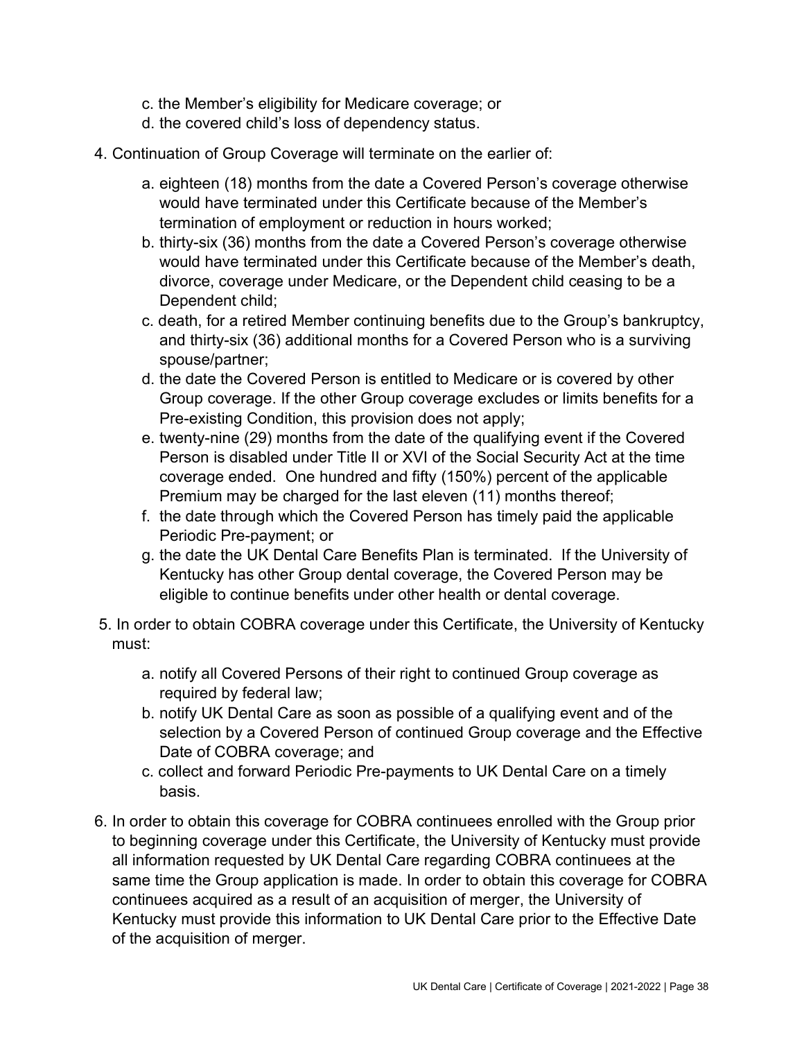c. the Member's eligibility for Medicare coverage; or
   d. the covered child's loss of dependency status.

4. Continuation of Group Coverage will terminate on the earlier of:

   a. eighteen (18) months from the date a Covered Person's coverage otherwise would have terminated under this Certificate because of the Member's termination of employment or reduction in hours worked;
   b. thirty-six (36) months from the date a Covered Person's coverage otherwise would have terminated under this Certificate because of the Member's death, divorce, coverage under Medicare, or the Dependent child ceasing to be a Dependent child;
   c. death, for a retired Member continuing benefits due to the Group's bankruptcy, and thirty-six (36) additional months for a Covered Person who is a surviving spouse/partner;
   d. the date the Covered Person is entitled to Medicare or is covered by other Group coverage. If the other Group coverage excludes or limits benefits for a Pre-existing Condition, this provision does not apply;
   e. twenty-nine (29) months from the date of the qualifying event if the Covered Person is disabled under Title II or XVI of the Social Security Act at the time coverage ended. One hundred and fifty (150%) percent of the applicable Premium may be charged for the last eleven (11) months thereof;
   f. the date through which the Covered Person has timely paid the applicable Periodic Pre-payment; or
   g. the date the UK Dental Care Benefits Plan is terminated. If the University of Kentucky has other Group dental coverage, the Covered Person may be eligible to continue benefits under other health or dental coverage.

5. In order to obtain COBRA coverage under this Certificate, the University of Kentucky must:

   a. notify all Covered Persons of their right to continued Group coverage as required by federal law;
   b. notify UK Dental Care as soon as possible of a qualifying event and of the selection by a Covered Person of continued Group coverage and the Effective Date of COBRA coverage; and
   c. collect and forward Periodic Pre-payments to UK Dental Care on a timely basis.

6. In order to obtain this coverage for COBRA continuees enrolled with the Group prior to beginning coverage under this Certificate, the University of Kentucky must provide all information requested by UK Dental Care regarding COBRA continuees at the same time the Group application is made. In order to obtain this coverage for COBRA continuees acquired as a result of an acquisition of merger, the University of Kentucky must provide this information to UK Dental Care prior to the Effective Date of the acquisition of merger.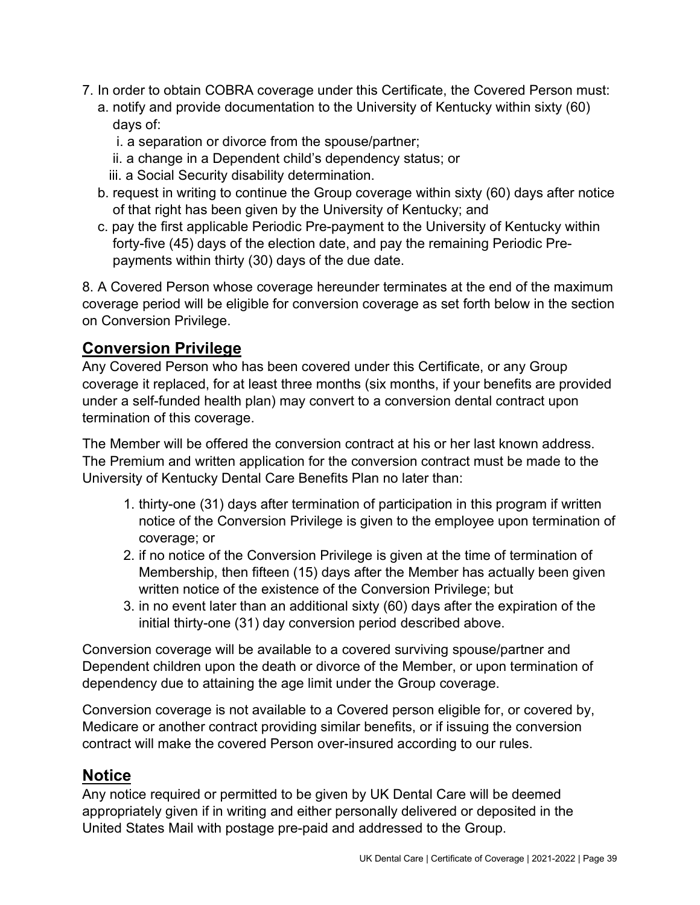7. In order to obtain COBRA coverage under this Certificate, the Covered Person must:
   a. notify and provide documentation to the University of Kentucky within sixty (60) days of:
      i. a separation or divorce from the spouse/partner;
      ii. a change in a Dependent child's dependency status; or
      iii. a Social Security disability determination.
   b. request in writing to continue the Group coverage within sixty (60) days after notice of that right has been given by the University of Kentucky; and
   c. pay the first applicable Periodic Pre-payment to the University of Kentucky within forty-five (45) days of the election date, and pay the remaining Periodic Pre-payments within thirty (30) days of the due date.

8. A Covered Person whose coverage hereunder terminates at the end of the maximum coverage period will be eligible for conversion coverage as set forth below in the section on Conversion Privilege.

## Conversion Privilege

Any Covered Person who has been covered under this Certificate, or any Group coverage it replaced, for at least three months (six months, if your benefits are provided under a self-funded health plan) may convert to a conversion dental contract upon termination of this coverage.

The Member will be offered the conversion contract at his or her last known address. The Premium and written application for the conversion contract must be made to the University of Kentucky Dental Care Benefits Plan no later than:

1. thirty-one (31) days after termination of participation in this program if written notice of the Conversion Privilege is given to the employee upon termination of coverage; or
2. if no notice of the Conversion Privilege is given at the time of termination of Membership, then fifteen (15) days after the Member has actually been given written notice of the existence of the Conversion Privilege; but
3. in no event later than an additional sixty (60) days after the expiration of the initial thirty-one (31) day conversion period described above.

Conversion coverage will be available to a covered surviving spouse/partner and Dependent children upon the death or divorce of the Member, or upon termination of dependency due to attaining the age limit under the Group coverage.

Conversion coverage is not available to a Covered person eligible for, or covered by, Medicare or another contract providing similar benefits, or if issuing the conversion contract will make the covered Person over-insured according to our rules.

## Notice

Any notice required or permitted to be given by UK Dental Care will be deemed appropriately given if in writing and either personally delivered or deposited in the United States Mail with postage pre-paid and addressed to the Group.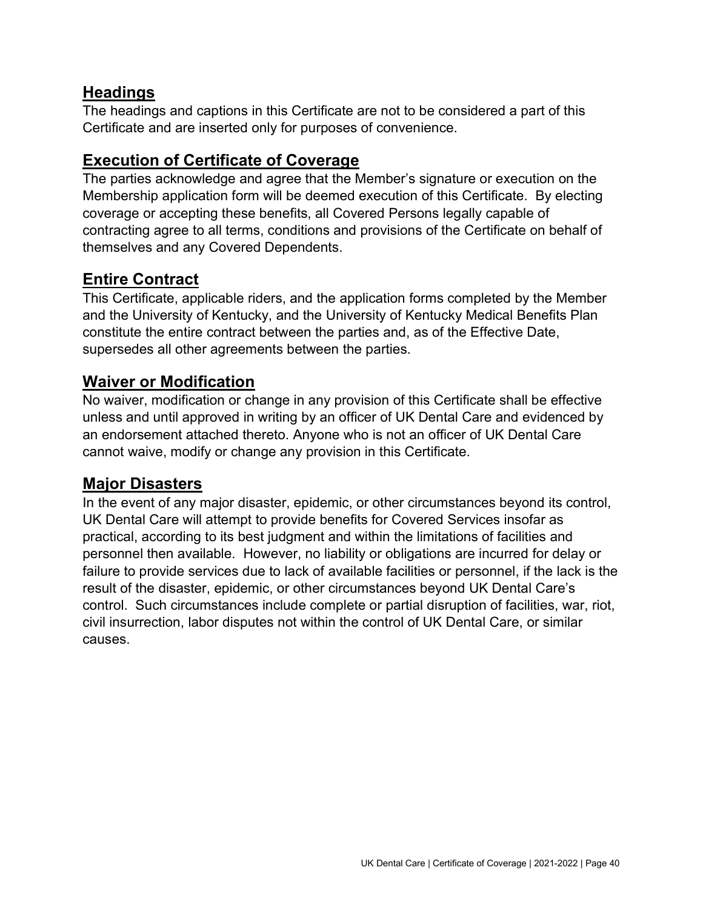## Headings

The headings and captions in this Certificate are not to be considered a part of this Certificate and are inserted only for purposes of convenience.

## Execution of Certificate of Coverage

The parties acknowledge and agree that the Member's signature or execution on the Membership application form will be deemed execution of this Certificate. By electing coverage or accepting these benefits, all Covered Persons legally capable of contracting agree to all terms, conditions and provisions of the Certificate on behalf of themselves and any Covered Dependents.

## Entire Contract

This Certificate, applicable riders, and the application forms completed by the Member and the University of Kentucky, and the University of Kentucky Medical Benefits Plan constitute the entire contract between the parties and, as of the Effective Date, supersedes all other agreements between the parties.

## Waiver or Modification

No waiver, modification or change in any provision of this Certificate shall be effective unless and until approved in writing by an officer of UK Dental Care and evidenced by an endorsement attached thereto. Anyone who is not an officer of UK Dental Care cannot waive, modify or change any provision in this Certificate.

## Major Disasters

In the event of any major disaster, epidemic, or other circumstances beyond its control, UK Dental Care will attempt to provide benefits for Covered Services insofar as practical, according to its best judgment and within the limitations of facilities and personnel then available. However, no liability or obligations are incurred for delay or failure to provide services due to lack of available facilities or personnel, if the lack is the result of the disaster, epidemic, or other circumstances beyond UK Dental Care's control. Such circumstances include complete or partial disruption of facilities, war, riot, civil insurrection, labor disputes not within the control of UK Dental Care, or similar causes.